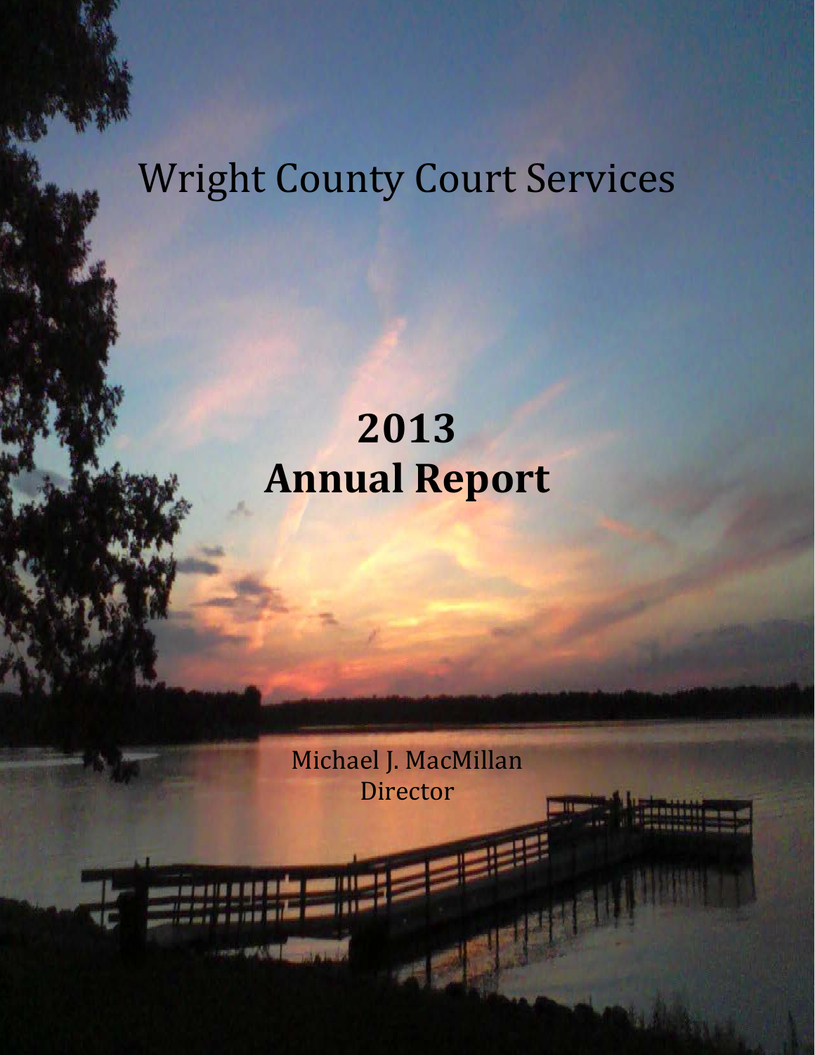# Wright County Court Services

# 2013
# Annual Report

Michael J. MacMillan
Director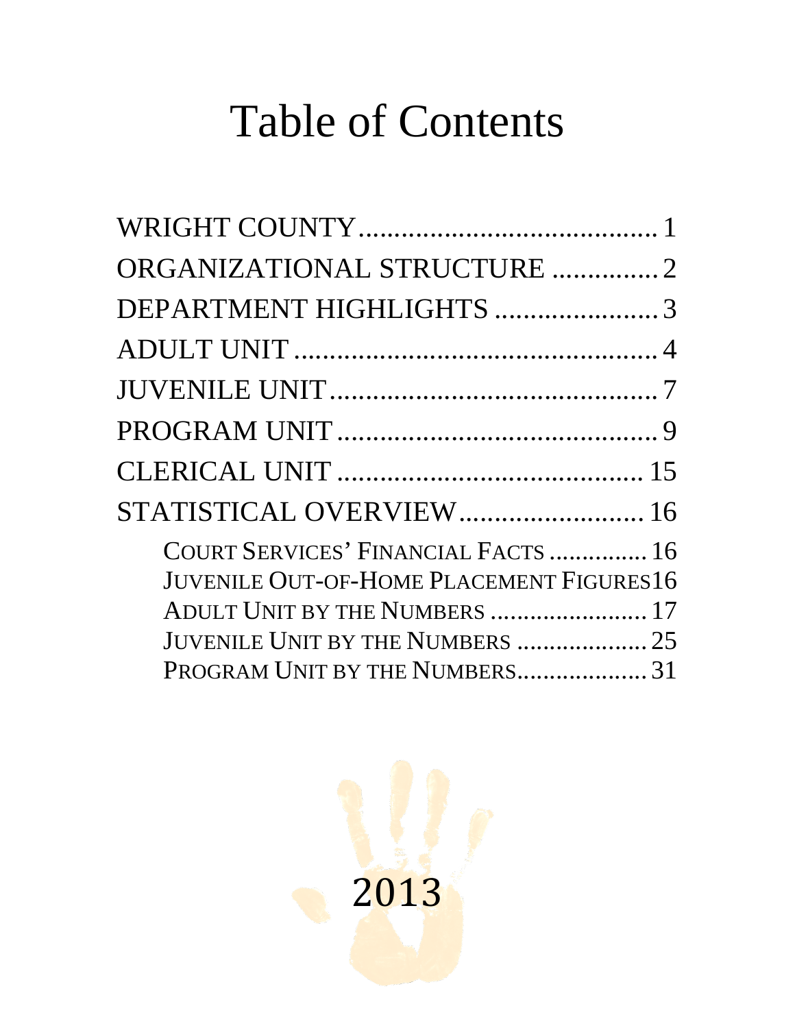# Table of Contents

WRIGHT COUNTY .......................................... 1

ORGANIZATIONAL STRUCTURE ............... 2

DEPARTMENT HIGHLIGHTS ....................... 3

ADULT UNIT .................................................... 4

JUVENILE UNIT ............................................... 7

PROGRAM UNIT .............................................. 9

CLERICAL UNIT ........................................... 15

STATISTICAL OVERVIEW .......................... 16

- COURT SERVICES' FINANCIAL FACTS ............... 16
- JUVENILE OUT-OF-HOME PLACEMENT FIGURES 16
- ADULT UNIT BY THE NUMBERS ........................ 17
- JUVENILE UNIT BY THE NUMBERS .................... 25
- PROGRAM UNIT BY THE NUMBERS .................... 31

2013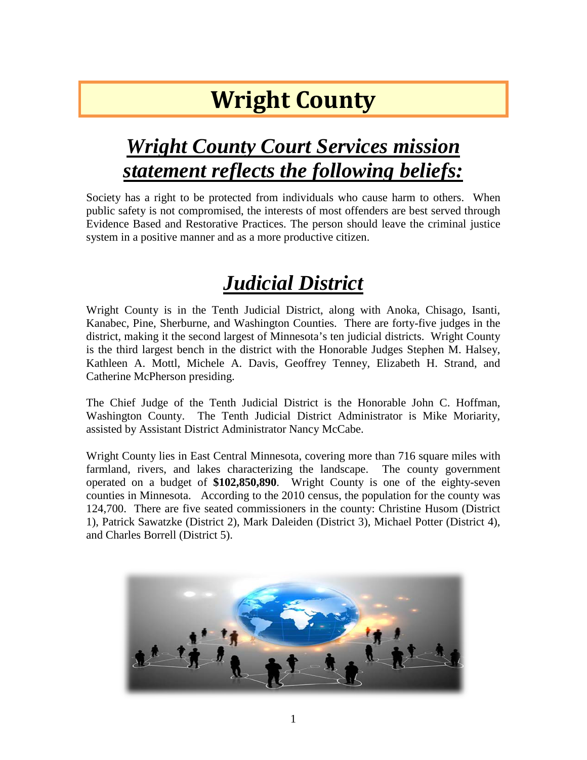# Wright County

## ***Wright County Court Services mission statement reflects the following beliefs:***

Society has a right to be protected from individuals who cause harm to others. When public safety is not compromised, the interests of most offenders are best served through Evidence Based and Restorative Practices. The person should leave the criminal justice system in a positive manner and as a more productive citizen.

## ***Judicial District***

Wright County is in the Tenth Judicial District, along with Anoka, Chisago, Isanti, Kanabec, Pine, Sherburne, and Washington Counties. There are forty-five judges in the district, making it the second largest of Minnesota's ten judicial districts. Wright County is the third largest bench in the district with the Honorable Judges Stephen M. Halsey, Kathleen A. Mottl, Michele A. Davis, Geoffrey Tenney, Elizabeth H. Strand, and Catherine McPherson presiding.

The Chief Judge of the Tenth Judicial District is the Honorable John C. Hoffman, Washington County. The Tenth Judicial District Administrator is Mike Moriarity, assisted by Assistant District Administrator Nancy McCabe.

Wright County lies in East Central Minnesota, covering more than 716 square miles with farmland, rivers, and lakes characterizing the landscape. The county government operated on a budget of **$102,850,890**. Wright County is one of the eighty-seven counties in Minnesota. According to the 2010 census, the population for the county was 124,700. There are five seated commissioners in the county: Christine Husom (District 1), Patrick Sawatzke (District 2), Mark Daleiden (District 3), Michael Potter (District 4), and Charles Borrell (District 5).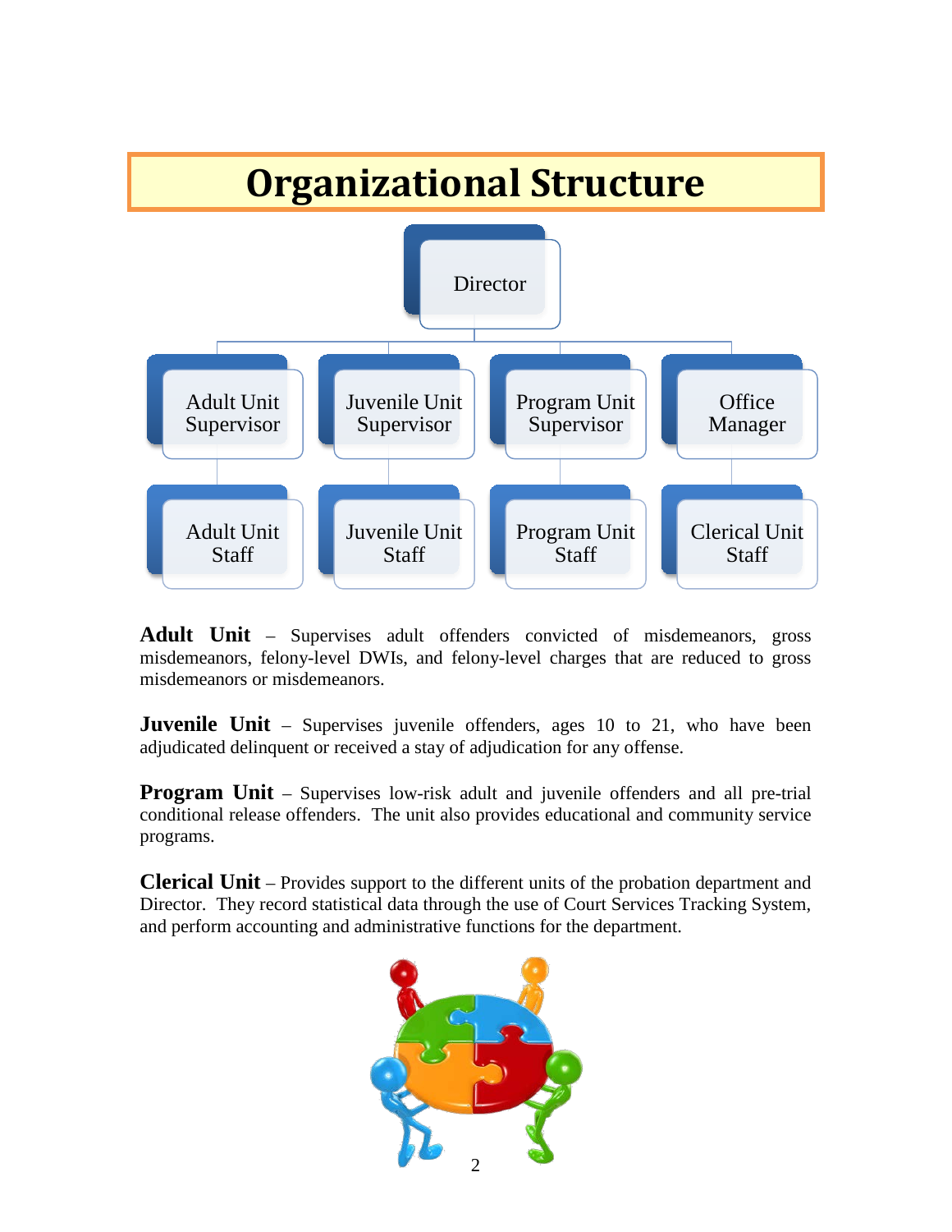# Organizational Structure

- Director
  - Adult Unit Supervisor
    - Adult Unit Staff
  - Juvenile Unit Supervisor
    - Juvenile Unit Staff
  - Program Unit Supervisor
    - Program Unit Staff
  - Office Manager
    - Clerical Unit Staff

**Adult Unit** – Supervises adult offenders convicted of misdemeanors, gross misdemeanors, felony-level DWIs, and felony-level charges that are reduced to gross misdemeanors or misdemeanors.

**Juvenile Unit** – Supervises juvenile offenders, ages 10 to 21, who have been adjudicated delinquent or received a stay of adjudication for any offense.

**Program Unit** – Supervises low-risk adult and juvenile offenders and all pre-trial conditional release offenders. The unit also provides educational and community service programs.

**Clerical Unit** – Provides support to the different units of the probation department and Director. They record statistical data through the use of Court Services Tracking System, and perform accounting and administrative functions for the department.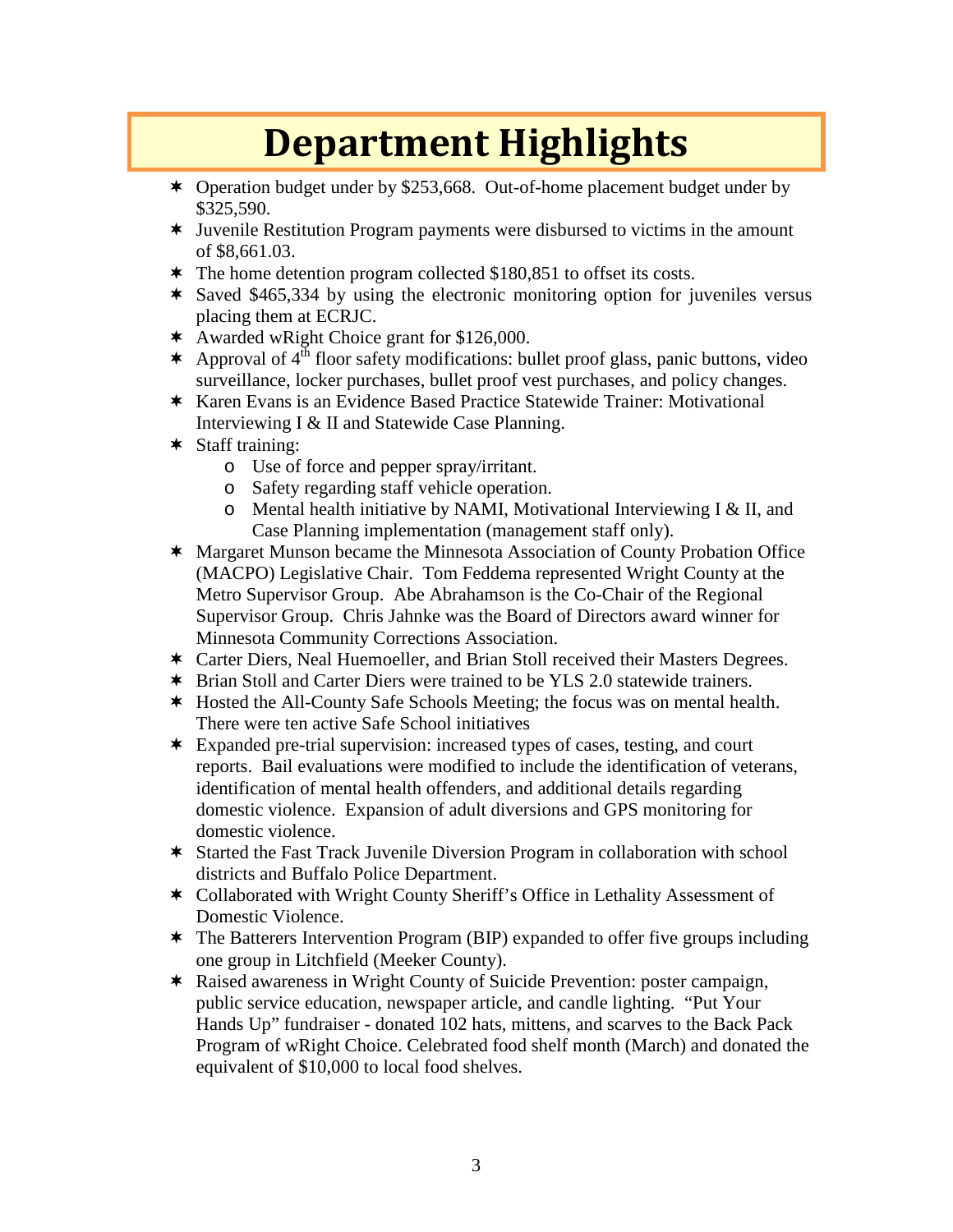# Department Highlights

- Operation budget under by $253,668. Out-of-home placement budget under by $325,590.
- Juvenile Restitution Program payments were disbursed to victims in the amount of $8,661.03.
- The home detention program collected $180,851 to offset its costs.
- Saved $465,334 by using the electronic monitoring option for juveniles versus placing them at ECRJC.
- Awarded wRight Choice grant for $126,000.
- Approval of 4th floor safety modifications: bullet proof glass, panic buttons, video surveillance, locker purchases, bullet proof vest purchases, and policy changes.
- Karen Evans is an Evidence Based Practice Statewide Trainer: Motivational Interviewing I & II and Statewide Case Planning.
- Staff training:
  - Use of force and pepper spray/irritant.
  - Safety regarding staff vehicle operation.
  - Mental health initiative by NAMI, Motivational Interviewing I & II, and Case Planning implementation (management staff only).
- Margaret Munson became the Minnesota Association of County Probation Office (MACPO) Legislative Chair. Tom Feddema represented Wright County at the Metro Supervisor Group. Abe Abrahamson is the Co-Chair of the Regional Supervisor Group. Chris Jahnke was the Board of Directors award winner for Minnesota Community Corrections Association.
- Carter Diers, Neal Huemoeller, and Brian Stoll received their Masters Degrees.
- Brian Stoll and Carter Diers were trained to be YLS 2.0 statewide trainers.
- Hosted the All-County Safe Schools Meeting; the focus was on mental health. There were ten active Safe School initiatives
- Expanded pre-trial supervision: increased types of cases, testing, and court reports. Bail evaluations were modified to include the identification of veterans, identification of mental health offenders, and additional details regarding domestic violence. Expansion of adult diversions and GPS monitoring for domestic violence.
- Started the Fast Track Juvenile Diversion Program in collaboration with school districts and Buffalo Police Department.
- Collaborated with Wright County Sheriff's Office in Lethality Assessment of Domestic Violence.
- The Batterers Intervention Program (BIP) expanded to offer five groups including one group in Litchfield (Meeker County).
- Raised awareness in Wright County of Suicide Prevention: poster campaign, public service education, newspaper article, and candle lighting. "Put Your Hands Up" fundraiser - donated 102 hats, mittens, and scarves to the Back Pack Program of wRight Choice. Celebrated food shelf month (March) and donated the equivalent of $10,000 to local food shelves.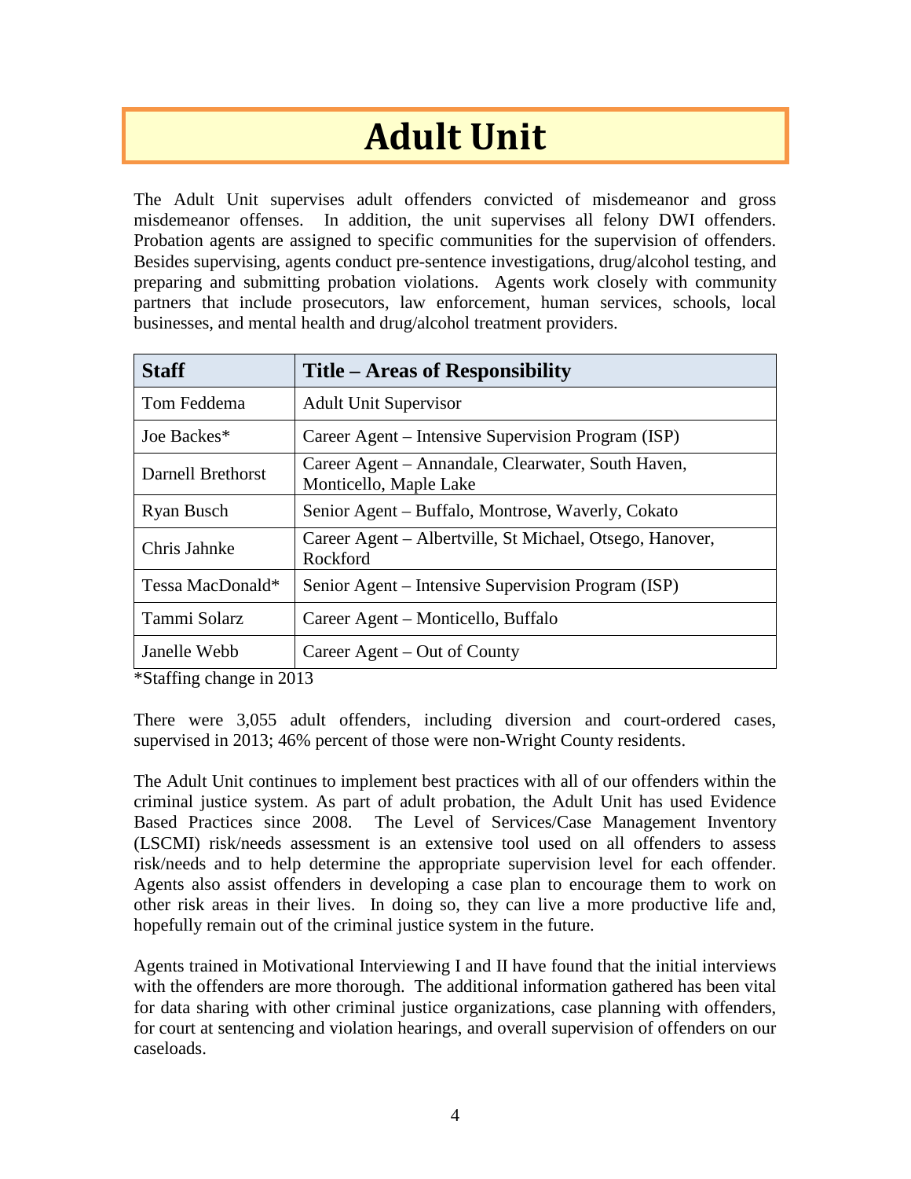# Adult Unit

The Adult Unit supervises adult offenders convicted of misdemeanor and gross misdemeanor offenses. In addition, the unit supervises all felony DWI offenders. Probation agents are assigned to specific communities for the supervision of offenders. Besides supervising, agents conduct pre-sentence investigations, drug/alcohol testing, and preparing and submitting probation violations. Agents work closely with community partners that include prosecutors, law enforcement, human services, schools, local businesses, and mental health and drug/alcohol treatment providers.

| Staff | Title – Areas of Responsibility |
|---|---|
| Tom Feddema | Adult Unit Supervisor |
| Joe Backes* | Career Agent – Intensive Supervision Program (ISP) |
| Darnell Brethorst | Career Agent – Annandale, Clearwater, South Haven, Monticello, Maple Lake |
| Ryan Busch | Senior Agent – Buffalo, Montrose, Waverly, Cokato |
| Chris Jahnke | Career Agent – Albertville, St Michael, Otsego, Hanover, Rockford |
| Tessa MacDonald* | Senior Agent – Intensive Supervision Program (ISP) |
| Tammi Solarz | Career Agent – Monticello, Buffalo |
| Janelle Webb | Career Agent – Out of County |

*Staffing change in 2013

There were 3,055 adult offenders, including diversion and court-ordered cases, supervised in 2013; 46% percent of those were non-Wright County residents.

The Adult Unit continues to implement best practices with all of our offenders within the criminal justice system. As part of adult probation, the Adult Unit has used Evidence Based Practices since 2008. The Level of Services/Case Management Inventory (LSCMI) risk/needs assessment is an extensive tool used on all offenders to assess risk/needs and to help determine the appropriate supervision level for each offender. Agents also assist offenders in developing a case plan to encourage them to work on other risk areas in their lives. In doing so, they can live a more productive life and, hopefully remain out of the criminal justice system in the future.

Agents trained in Motivational Interviewing I and II have found that the initial interviews with the offenders are more thorough. The additional information gathered has been vital for data sharing with other criminal justice organizations, case planning with offenders, for court at sentencing and violation hearings, and overall supervision of offenders on our caseloads.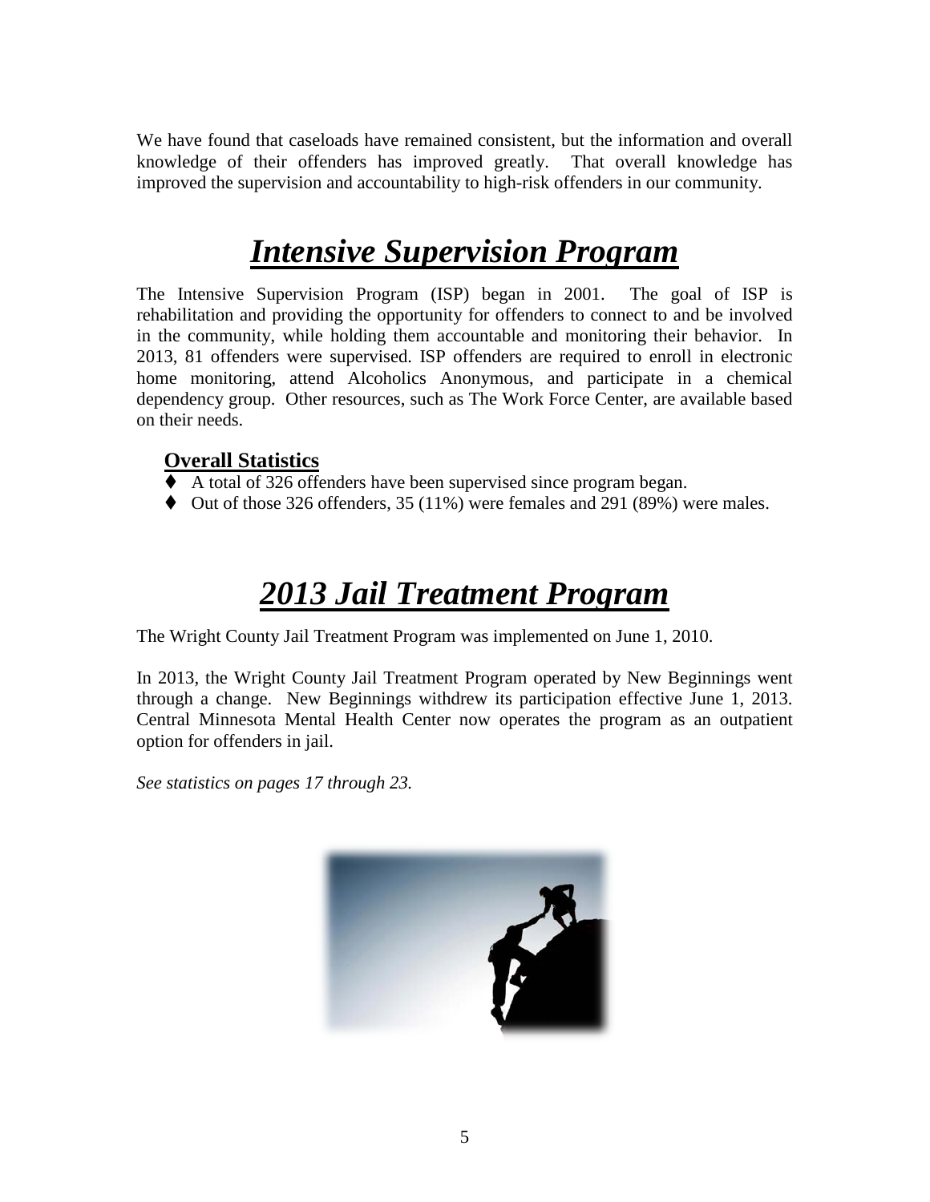We have found that caseloads have remained consistent, but the information and overall knowledge of their offenders has improved greatly. That overall knowledge has improved the supervision and accountability to high-risk offenders in our community.

# ***Intensive Supervision Program***

The Intensive Supervision Program (ISP) began in 2001. The goal of ISP is rehabilitation and providing the opportunity for offenders to connect to and be involved in the community, while holding them accountable and monitoring their behavior. In 2013, 81 offenders were supervised. ISP offenders are required to enroll in electronic home monitoring, attend Alcoholics Anonymous, and participate in a chemical dependency group. Other resources, such as The Work Force Center, are available based on their needs.

**Overall Statistics**

- A total of 326 offenders have been supervised since program began.
- Out of those 326 offenders, 35 (11%) were females and 291 (89%) were males.

# ***2013 Jail Treatment Program***

The Wright County Jail Treatment Program was implemented on June 1, 2010.

In 2013, the Wright County Jail Treatment Program operated by New Beginnings went through a change. New Beginnings withdrew its participation effective June 1, 2013. Central Minnesota Mental Health Center now operates the program as an outpatient option for offenders in jail.

*See statistics on pages 17 through 23.*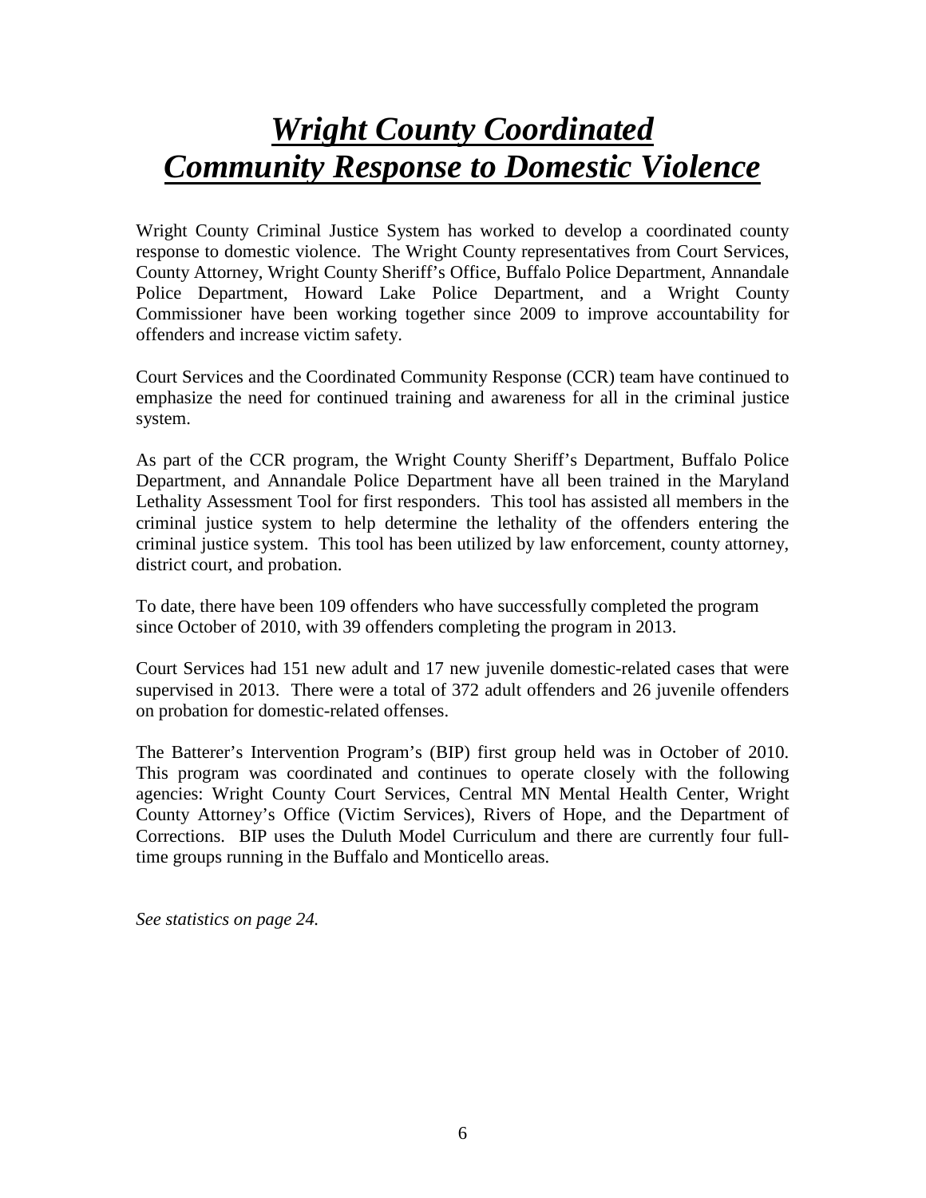# ***Wright County Coordinated Community Response to Domestic Violence***

Wright County Criminal Justice System has worked to develop a coordinated county response to domestic violence. The Wright County representatives from Court Services, County Attorney, Wright County Sheriff's Office, Buffalo Police Department, Annandale Police Department, Howard Lake Police Department, and a Wright County Commissioner have been working together since 2009 to improve accountability for offenders and increase victim safety.

Court Services and the Coordinated Community Response (CCR) team have continued to emphasize the need for continued training and awareness for all in the criminal justice system.

As part of the CCR program, the Wright County Sheriff's Department, Buffalo Police Department, and Annandale Police Department have all been trained in the Maryland Lethality Assessment Tool for first responders. This tool has assisted all members in the criminal justice system to help determine the lethality of the offenders entering the criminal justice system. This tool has been utilized by law enforcement, county attorney, district court, and probation.

To date, there have been 109 offenders who have successfully completed the program since October of 2010, with 39 offenders completing the program in 2013.

Court Services had 151 new adult and 17 new juvenile domestic-related cases that were supervised in 2013. There were a total of 372 adult offenders and 26 juvenile offenders on probation for domestic-related offenses.

The Batterer's Intervention Program's (BIP) first group held was in October of 2010. This program was coordinated and continues to operate closely with the following agencies: Wright County Court Services, Central MN Mental Health Center, Wright County Attorney's Office (Victim Services), Rivers of Hope, and the Department of Corrections. BIP uses the Duluth Model Curriculum and there are currently four full-time groups running in the Buffalo and Monticello areas.

*See statistics on page 24.*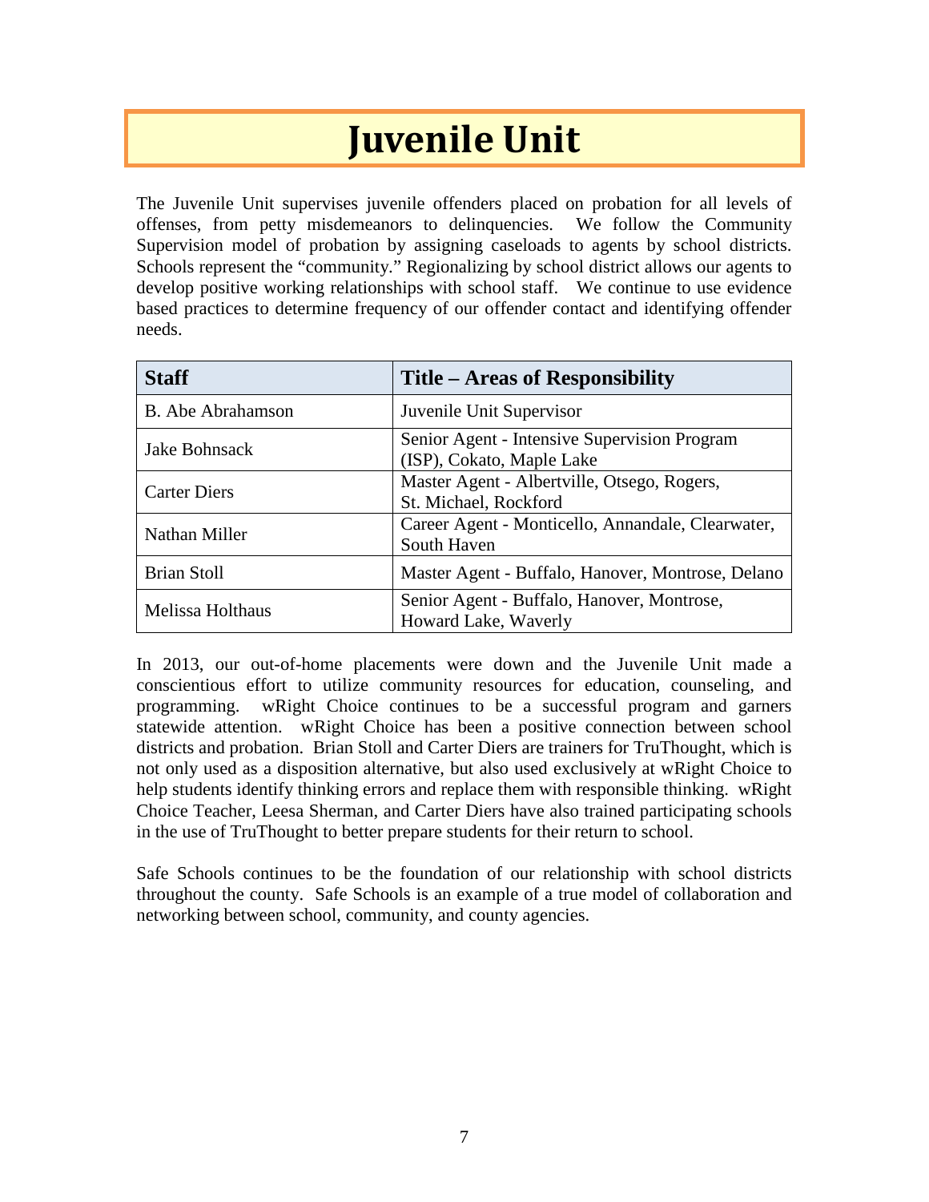# Juvenile Unit

The Juvenile Unit supervises juvenile offenders placed on probation for all levels of offenses, from petty misdemeanors to delinquencies. We follow the Community Supervision model of probation by assigning caseloads to agents by school districts. Schools represent the "community." Regionalizing by school district allows our agents to develop positive working relationships with school staff. We continue to use evidence based practices to determine frequency of our offender contact and identifying offender needs.

| Staff | Title – Areas of Responsibility |
|---|---|
| B. Abe Abrahamson | Juvenile Unit Supervisor |
| Jake Bohnsack | Senior Agent - Intensive Supervision Program (ISP), Cokato, Maple Lake |
| Carter Diers | Master Agent - Albertville, Otsego, Rogers, St. Michael, Rockford |
| Nathan Miller | Career Agent - Monticello, Annandale, Clearwater, South Haven |
| Brian Stoll | Master Agent - Buffalo, Hanover, Montrose, Delano |
| Melissa Holthaus | Senior Agent - Buffalo, Hanover, Montrose, Howard Lake, Waverly |

In 2013, our out-of-home placements were down and the Juvenile Unit made a conscientious effort to utilize community resources for education, counseling, and programming. wRight Choice continues to be a successful program and garners statewide attention. wRight Choice has been a positive connection between school districts and probation. Brian Stoll and Carter Diers are trainers for TruThought, which is not only used as a disposition alternative, but also used exclusively at wRight Choice to help students identify thinking errors and replace them with responsible thinking. wRight Choice Teacher, Leesa Sherman, and Carter Diers have also trained participating schools in the use of TruThought to better prepare students for their return to school.

Safe Schools continues to be the foundation of our relationship with school districts throughout the county. Safe Schools is an example of a true model of collaboration and networking between school, community, and county agencies.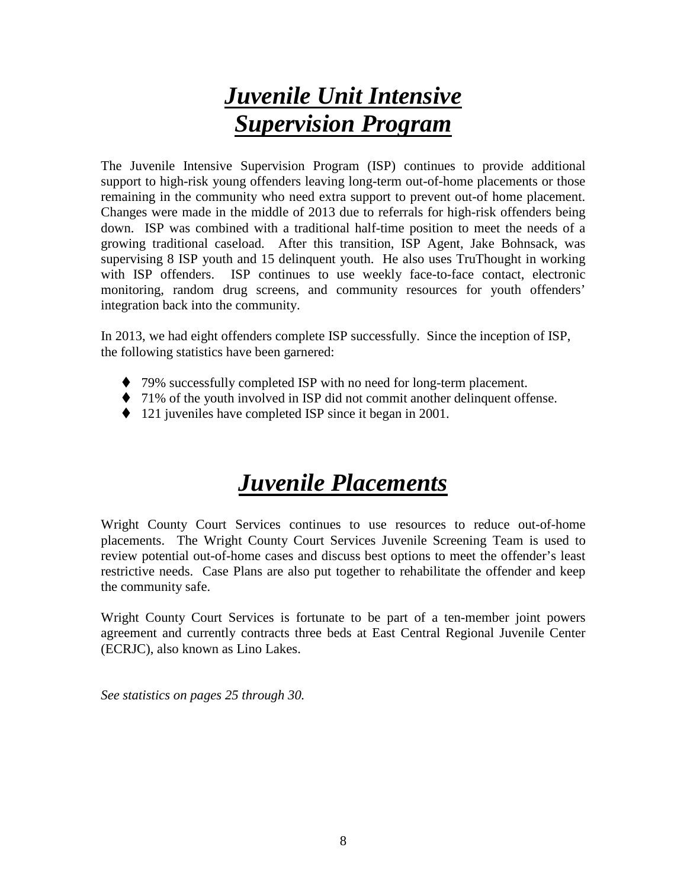# ***Juvenile Unit Intensive Supervision Program***

The Juvenile Intensive Supervision Program (ISP) continues to provide additional support to high-risk young offenders leaving long-term out-of-home placements or those remaining in the community who need extra support to prevent out-of home placement. Changes were made in the middle of 2013 due to referrals for high-risk offenders being down. ISP was combined with a traditional half-time position to meet the needs of a growing traditional caseload. After this transition, ISP Agent, Jake Bohnsack, was supervising 8 ISP youth and 15 delinquent youth. He also uses TruThought in working with ISP offenders. ISP continues to use weekly face-to-face contact, electronic monitoring, random drug screens, and community resources for youth offenders' integration back into the community.

In 2013, we had eight offenders complete ISP successfully. Since the inception of ISP, the following statistics have been garnered:

- 79% successfully completed ISP with no need for long-term placement.
- 71% of the youth involved in ISP did not commit another delinquent offense.
- 121 juveniles have completed ISP since it began in 2001.

# ***Juvenile Placements***

Wright County Court Services continues to use resources to reduce out-of-home placements. The Wright County Court Services Juvenile Screening Team is used to review potential out-of-home cases and discuss best options to meet the offender's least restrictive needs. Case Plans are also put together to rehabilitate the offender and keep the community safe.

Wright County Court Services is fortunate to be part of a ten-member joint powers agreement and currently contracts three beds at East Central Regional Juvenile Center (ECRJC), also known as Lino Lakes.

*See statistics on pages 25 through 30.*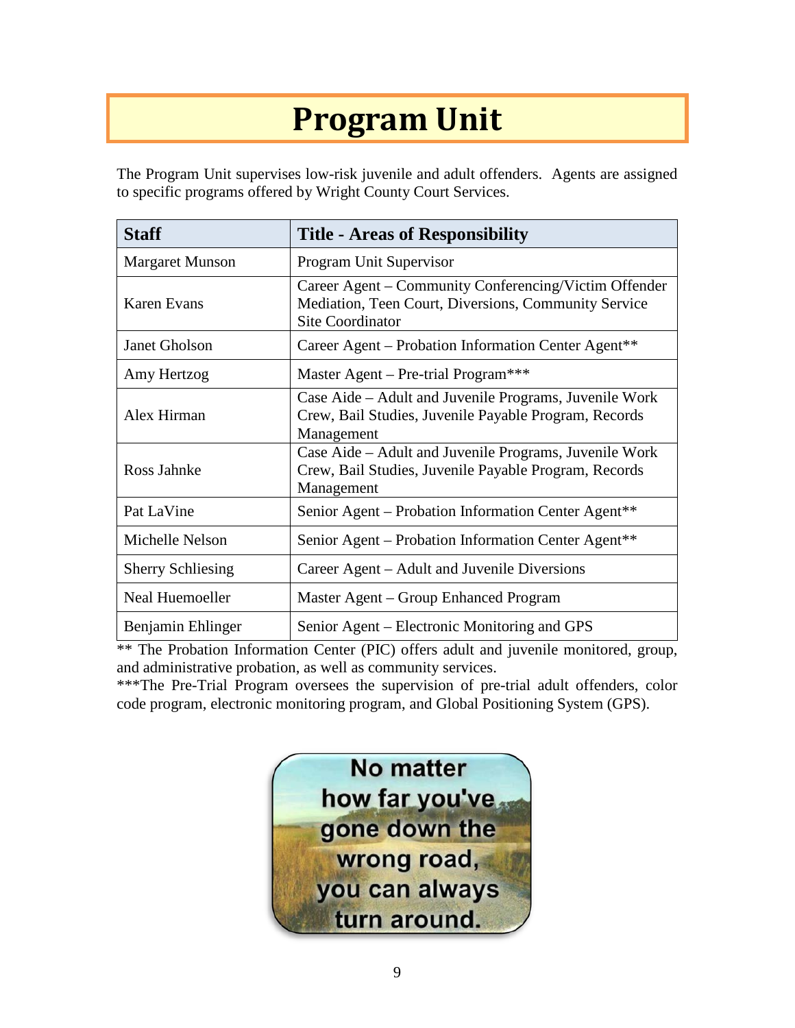# Program Unit

The Program Unit supervises low-risk juvenile and adult offenders. Agents are assigned to specific programs offered by Wright County Court Services.

| Staff | Title - Areas of Responsibility |
|---|---|
| Margaret Munson | Program Unit Supervisor |
| Karen Evans | Career Agent – Community Conferencing/Victim Offender Mediation, Teen Court, Diversions, Community Service Site Coordinator |
| Janet Gholson | Career Agent – Probation Information Center Agent** |
| Amy Hertzog | Master Agent – Pre-trial Program*** |
| Alex Hirman | Case Aide – Adult and Juvenile Programs, Juvenile Work Crew, Bail Studies, Juvenile Payable Program, Records Management |
| Ross Jahnke | Case Aide – Adult and Juvenile Programs, Juvenile Work Crew, Bail Studies, Juvenile Payable Program, Records Management |
| Pat LaVine | Senior Agent – Probation Information Center Agent** |
| Michelle Nelson | Senior Agent – Probation Information Center Agent** |
| Sherry Schliesing | Career Agent – Adult and Juvenile Diversions |
| Neal Huemoeller | Master Agent – Group Enhanced Program |
| Benjamin Ehlinger | Senior Agent – Electronic Monitoring and GPS |

** The Probation Information Center (PIC) offers adult and juvenile monitored, group, and administrative probation, as well as community services.

***The Pre-Trial Program oversees the supervision of pre-trial adult offenders, color code program, electronic monitoring program, and Global Positioning System (GPS).

No matter how far you've gone down the wrong road, you can always turn around.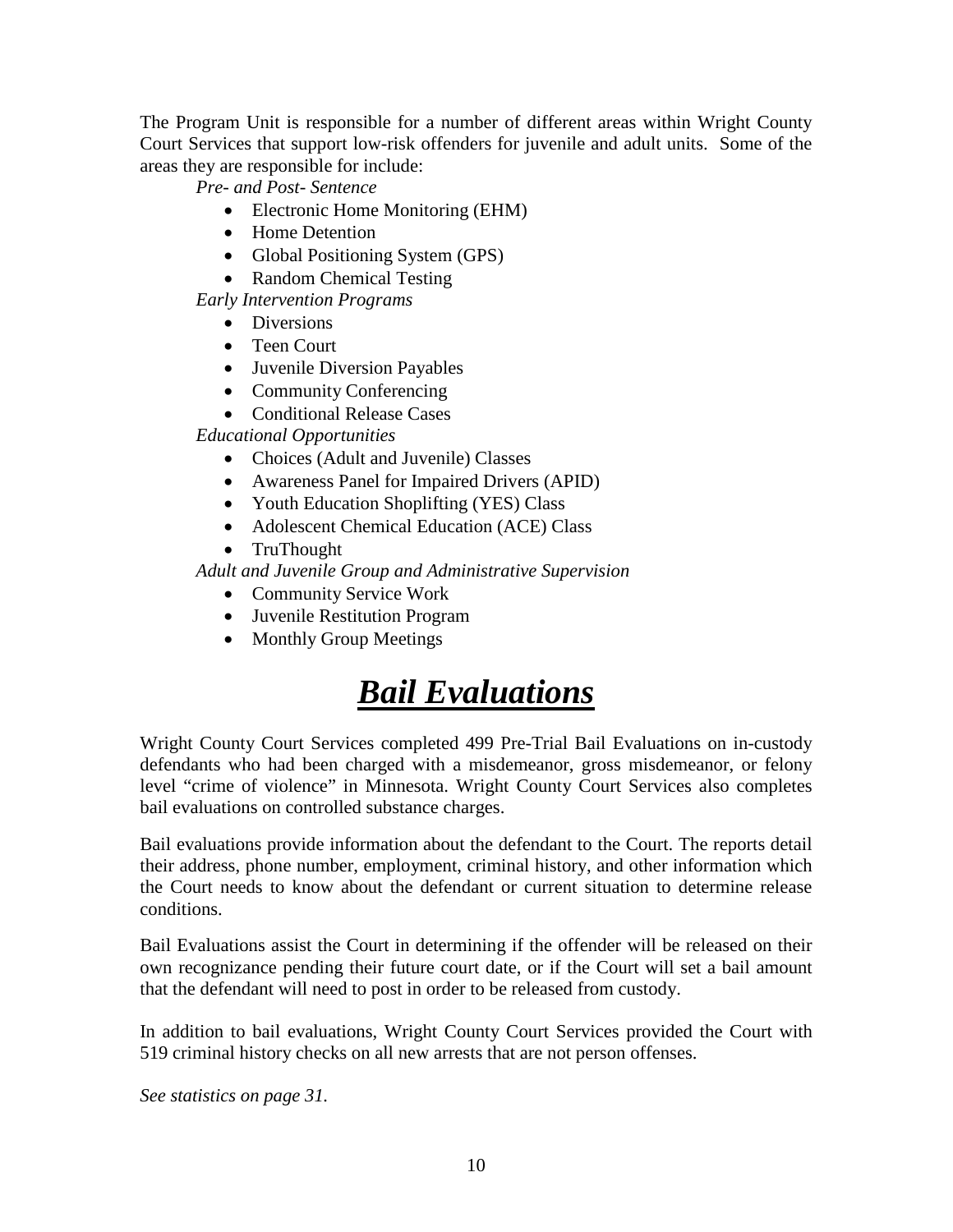The Program Unit is responsible for a number of different areas within Wright County Court Services that support low-risk offenders for juvenile and adult units. Some of the areas they are responsible for include:

*Pre- and Post- Sentence*

- Electronic Home Monitoring (EHM)
- Home Detention
- Global Positioning System (GPS)
- Random Chemical Testing

*Early Intervention Programs*

- Diversions
- Teen Court
- Juvenile Diversion Payables
- Community Conferencing
- Conditional Release Cases

*Educational Opportunities*

- Choices (Adult and Juvenile) Classes
- Awareness Panel for Impaired Drivers (APID)
- Youth Education Shoplifting (YES) Class
- Adolescent Chemical Education (ACE) Class
- TruThought

*Adult and Juvenile Group and Administrative Supervision*

- Community Service Work
- Juvenile Restitution Program
- Monthly Group Meetings

# ***Bail Evaluations***

Wright County Court Services completed 499 Pre-Trial Bail Evaluations on in-custody defendants who had been charged with a misdemeanor, gross misdemeanor, or felony level "crime of violence" in Minnesota. Wright County Court Services also completes bail evaluations on controlled substance charges.

Bail evaluations provide information about the defendant to the Court. The reports detail their address, phone number, employment, criminal history, and other information which the Court needs to know about the defendant or current situation to determine release conditions.

Bail Evaluations assist the Court in determining if the offender will be released on their own recognizance pending their future court date, or if the Court will set a bail amount that the defendant will need to post in order to be released from custody.

In addition to bail evaluations, Wright County Court Services provided the Court with 519 criminal history checks on all new arrests that are not person offenses.

*See statistics on page 31.*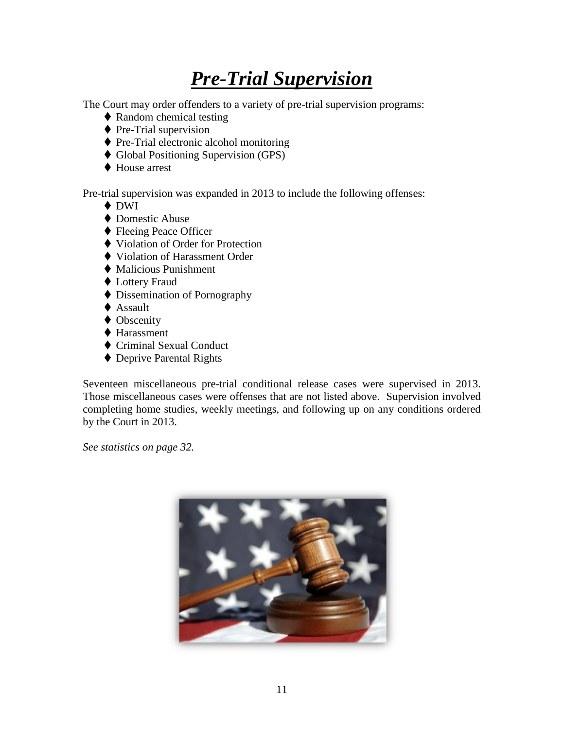# ***Pre-Trial Supervision***

The Court may order offenders to a variety of pre-trial supervision programs:

- Random chemical testing
- Pre-Trial supervision
- Pre-Trial electronic alcohol monitoring
- Global Positioning Supervision (GPS)
- House arrest

Pre-trial supervision was expanded in 2013 to include the following offenses:

- DWI
- Domestic Abuse
- Fleeing Peace Officer
- Violation of Order for Protection
- Violation of Harassment Order
- Malicious Punishment
- Lottery Fraud
- Dissemination of Pornography
- Assault
- Obscenity
- Harassment
- Criminal Sexual Conduct
- Deprive Parental Rights

Seventeen miscellaneous pre-trial conditional release cases were supervised in 2013. Those miscellaneous cases were offenses that are not listed above. Supervision involved completing home studies, weekly meetings, and following up on any conditions ordered by the Court in 2013.

*See statistics on page 32.*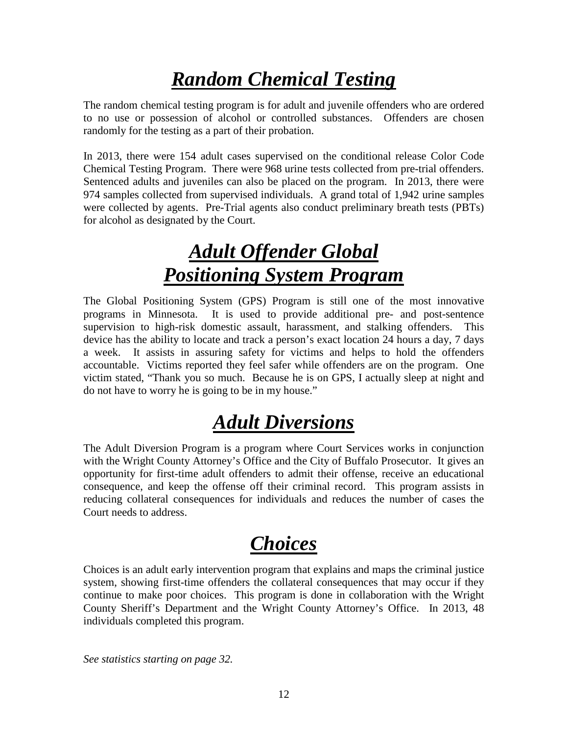# ***Random Chemical Testing***

The random chemical testing program is for adult and juvenile offenders who are ordered to no use or possession of alcohol or controlled substances. Offenders are chosen randomly for the testing as a part of their probation.

In 2013, there were 154 adult cases supervised on the conditional release Color Code Chemical Testing Program. There were 968 urine tests collected from pre-trial offenders. Sentenced adults and juveniles can also be placed on the program. In 2013, there were 974 samples collected from supervised individuals. A grand total of 1,942 urine samples were collected by agents. Pre-Trial agents also conduct preliminary breath tests (PBTs) for alcohol as designated by the Court.

# ***Adult Offender Global Positioning System Program***

The Global Positioning System (GPS) Program is still one of the most innovative programs in Minnesota. It is used to provide additional pre- and post-sentence supervision to high-risk domestic assault, harassment, and stalking offenders. This device has the ability to locate and track a person's exact location 24 hours a day, 7 days a week. It assists in assuring safety for victims and helps to hold the offenders accountable. Victims reported they feel safer while offenders are on the program. One victim stated, "Thank you so much. Because he is on GPS, I actually sleep at night and do not have to worry he is going to be in my house."

# ***Adult Diversions***

The Adult Diversion Program is a program where Court Services works in conjunction with the Wright County Attorney's Office and the City of Buffalo Prosecutor. It gives an opportunity for first-time adult offenders to admit their offense, receive an educational consequence, and keep the offense off their criminal record. This program assists in reducing collateral consequences for individuals and reduces the number of cases the Court needs to address.

# ***Choices***

Choices is an adult early intervention program that explains and maps the criminal justice system, showing first-time offenders the collateral consequences that may occur if they continue to make poor choices. This program is done in collaboration with the Wright County Sheriff's Department and the Wright County Attorney's Office. In 2013, 48 individuals completed this program.

*See statistics starting on page 32.*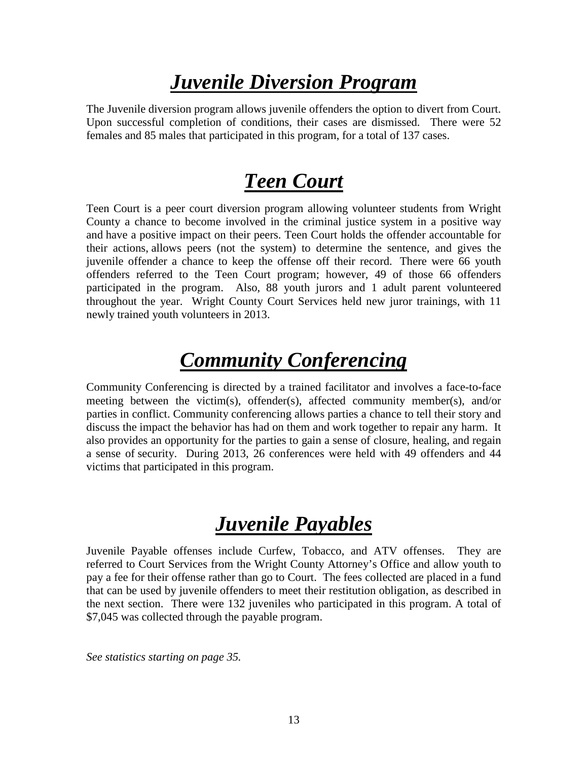# ***Juvenile Diversion Program***

The Juvenile diversion program allows juvenile offenders the option to divert from Court. Upon successful completion of conditions, their cases are dismissed. There were 52 females and 85 males that participated in this program, for a total of 137 cases.

# ***Teen Court***

Teen Court is a peer court diversion program allowing volunteer students from Wright County a chance to become involved in the criminal justice system in a positive way and have a positive impact on their peers. Teen Court holds the offender accountable for their actions, allows peers (not the system) to determine the sentence, and gives the juvenile offender a chance to keep the offense off their record. There were 66 youth offenders referred to the Teen Court program; however, 49 of those 66 offenders participated in the program. Also, 88 youth jurors and 1 adult parent volunteered throughout the year. Wright County Court Services held new juror trainings, with 11 newly trained youth volunteers in 2013.

# ***Community Conferencing***

Community Conferencing is directed by a trained facilitator and involves a face-to-face meeting between the victim(s), offender(s), affected community member(s), and/or parties in conflict. Community conferencing allows parties a chance to tell their story and discuss the impact the behavior has had on them and work together to repair any harm. It also provides an opportunity for the parties to gain a sense of closure, healing, and regain a sense of security. During 2013, 26 conferences were held with 49 offenders and 44 victims that participated in this program.

# ***Juvenile Payables***

Juvenile Payable offenses include Curfew, Tobacco, and ATV offenses. They are referred to Court Services from the Wright County Attorney's Office and allow youth to pay a fee for their offense rather than go to Court. The fees collected are placed in a fund that can be used by juvenile offenders to meet their restitution obligation, as described in the next section. There were 132 juveniles who participated in this program. A total of $7,045 was collected through the payable program.

*See statistics starting on page 35.*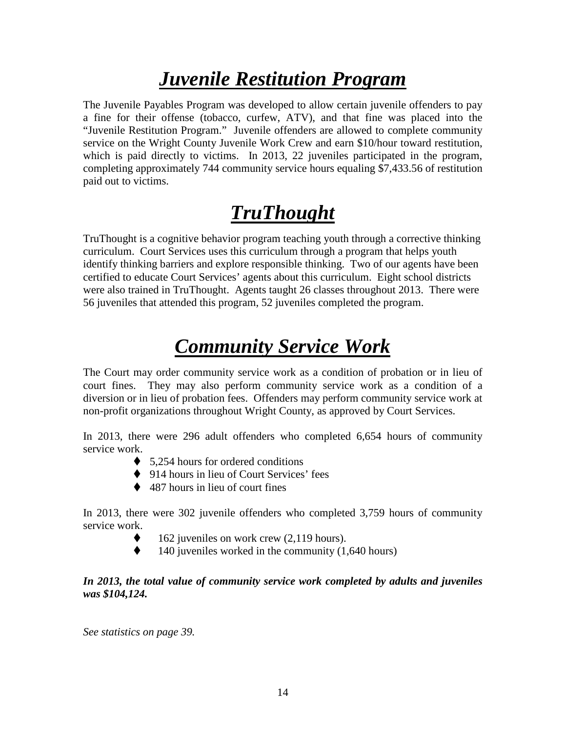# ***Juvenile Restitution Program***

The Juvenile Payables Program was developed to allow certain juvenile offenders to pay a fine for their offense (tobacco, curfew, ATV), and that fine was placed into the "Juvenile Restitution Program." Juvenile offenders are allowed to complete community service on the Wright County Juvenile Work Crew and earn $10/hour toward restitution, which is paid directly to victims. In 2013, 22 juveniles participated in the program, completing approximately 744 community service hours equaling $7,433.56 of restitution paid out to victims.

# ***TruThought***

TruThought is a cognitive behavior program teaching youth through a corrective thinking curriculum. Court Services uses this curriculum through a program that helps youth identify thinking barriers and explore responsible thinking. Two of our agents have been certified to educate Court Services' agents about this curriculum. Eight school districts were also trained in TruThought. Agents taught 26 classes throughout 2013. There were 56 juveniles that attended this program, 52 juveniles completed the program.

# ***Community Service Work***

The Court may order community service work as a condition of probation or in lieu of court fines. They may also perform community service work as a condition of a diversion or in lieu of probation fees. Offenders may perform community service work at non-profit organizations throughout Wright County, as approved by Court Services.

In 2013, there were 296 adult offenders who completed 6,654 hours of community service work.

- 5,254 hours for ordered conditions
- 914 hours in lieu of Court Services' fees
- 487 hours in lieu of court fines

In 2013, there were 302 juvenile offenders who completed 3,759 hours of community service work.

- 162 juveniles on work crew (2,119 hours).
- 140 juveniles worked in the community (1,640 hours)

***In 2013, the total value of community service work completed by adults and juveniles was $104,124.***

*See statistics on page 39.*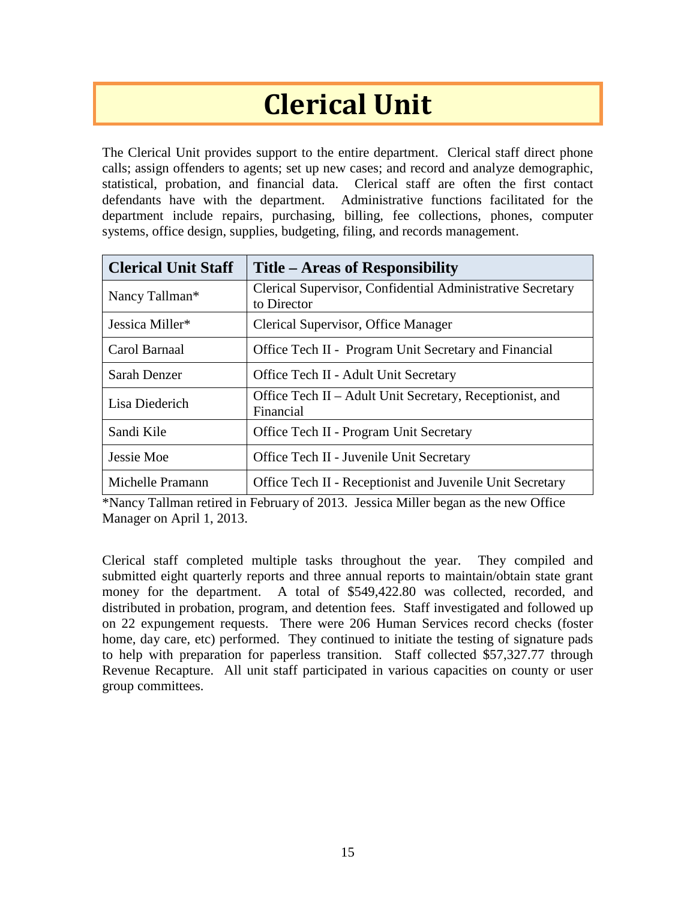# Clerical Unit

The Clerical Unit provides support to the entire department. Clerical staff direct phone calls; assign offenders to agents; set up new cases; and record and analyze demographic, statistical, probation, and financial data. Clerical staff are often the first contact defendants have with the department. Administrative functions facilitated for the department include repairs, purchasing, billing, fee collections, phones, computer systems, office design, supplies, budgeting, filing, and records management.

| Clerical Unit Staff | Title – Areas of Responsibility |
|---|---|
| Nancy Tallman* | Clerical Supervisor, Confidential Administrative Secretary to Director |
| Jessica Miller* | Clerical Supervisor, Office Manager |
| Carol Barnaal | Office Tech II - Program Unit Secretary and Financial |
| Sarah Denzer | Office Tech II - Adult Unit Secretary |
| Lisa Diederich | Office Tech II – Adult Unit Secretary, Receptionist, and Financial |
| Sandi Kile | Office Tech II - Program Unit Secretary |
| Jessie Moe | Office Tech II - Juvenile Unit Secretary |
| Michelle Pramann | Office Tech II - Receptionist and Juvenile Unit Secretary |

*Nancy Tallman retired in February of 2013. Jessica Miller began as the new Office Manager on April 1, 2013.

Clerical staff completed multiple tasks throughout the year. They compiled and submitted eight quarterly reports and three annual reports to maintain/obtain state grant money for the department. A total of $549,422.80 was collected, recorded, and distributed in probation, program, and detention fees. Staff investigated and followed up on 22 expungement requests. There were 206 Human Services record checks (foster home, day care, etc) performed. They continued to initiate the testing of signature pads to help with preparation for paperless transition. Staff collected $57,327.77 through Revenue Recapture. All unit staff participated in various capacities on county or user group committees.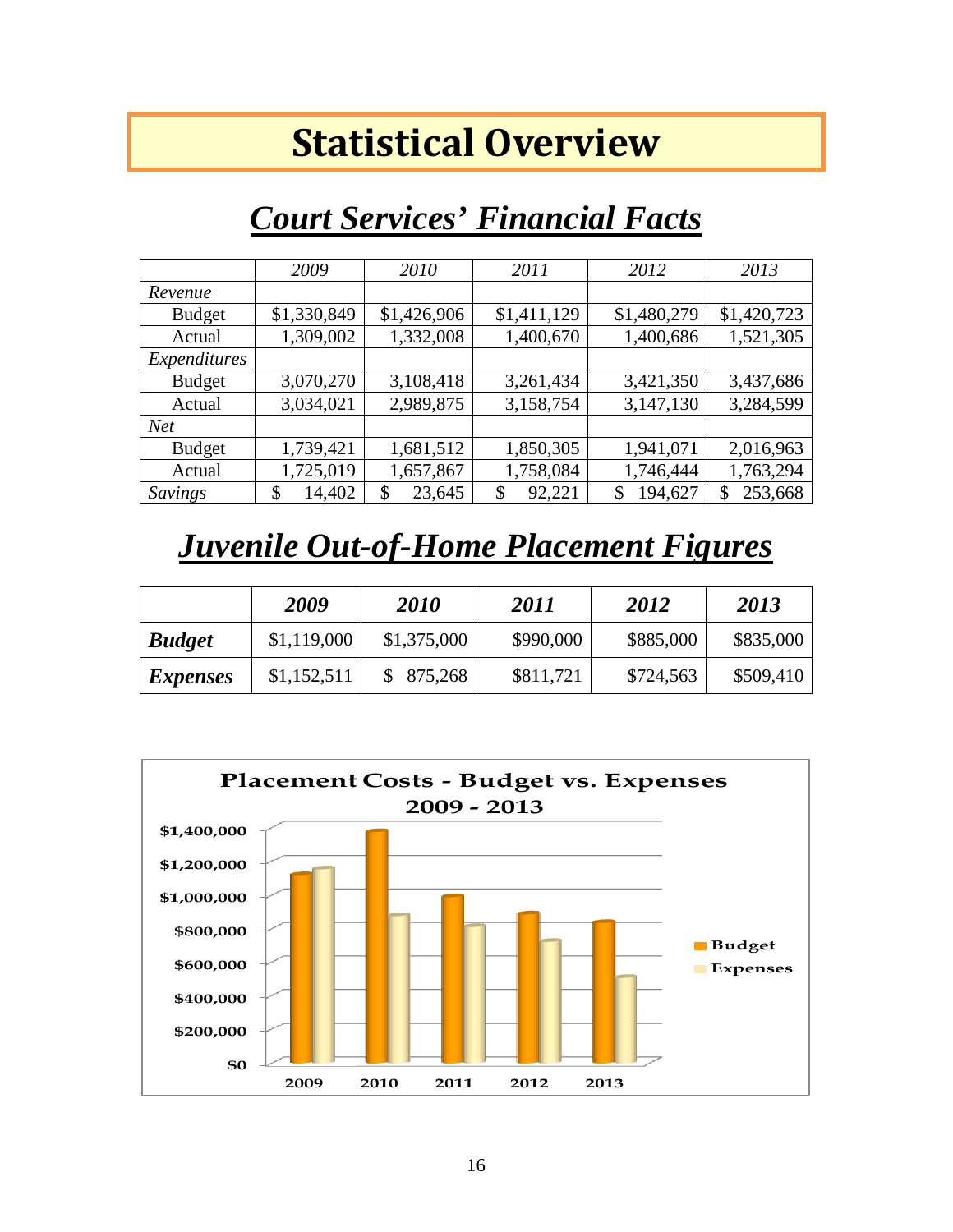# Statistical Overview

## *Court Services' Financial Facts*

| | *2009* | *2010* | *2011* | *2012* | *2013* |
|---|---|---|---|---|---|
| *Revenue* | | | | | |
| Budget | $1,330,849 | $1,426,906 | $1,411,129 | $1,480,279 | $1,420,723 |
| Actual | 1,309,002 | 1,332,008 | 1,400,670 | 1,400,686 | 1,521,305 |
| *Expenditures* | | | | | |
| Budget | 3,070,270 | 3,108,418 | 3,261,434 | 3,421,350 | 3,437,686 |
| Actual | 3,034,021 | 2,989,875 | 3,158,754 | 3,147,130 | 3,284,599 |
| *Net* | | | | | |
| Budget | 1,739,421 | 1,681,512 | 1,850,305 | 1,941,071 | 2,016,963 |
| Actual | 1,725,019 | 1,657,867 | 1,758,084 | 1,746,444 | 1,763,294 |
| *Savings* | $ 14,402 | $ 23,645 | $ 92,221 | $ 194,627 | $ 253,668 |

## *Juvenile Out-of-Home Placement Figures*

| | *2009* | *2010* | *2011* | *2012* | *2013* |
|---|---|---|---|---|---|
| ***Budget*** | $1,119,000 | $1,375,000 | $990,000 | $885,000 | $835,000 |
| ***Expenses*** | $1,152,511 | $ 875,268 | $811,721 | $724,563 | $509,410 |

**Placement Costs - Budget vs. Expenses 2009 - 2013**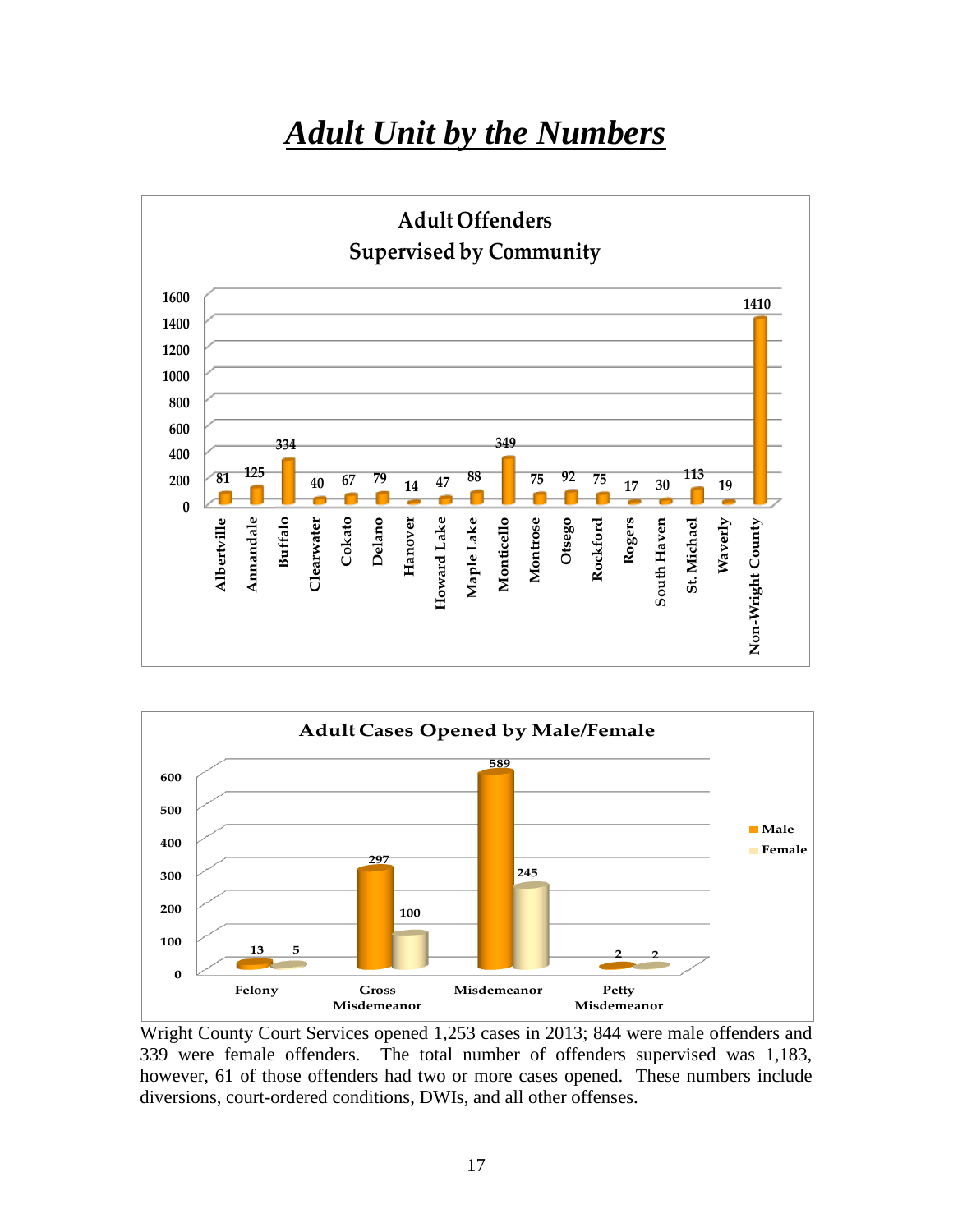# *Adult Unit by the Numbers*

**Adult Offenders Supervised by Community**

| Community | Offenders |
|---|---|
| Albertville | 81 |
| Annandale | 125 |
| Buffalo | 334 |
| Clearwater | 40 |
| Cokato | 67 |
| Delano | 79 |
| Hanover | 14 |
| Howard Lake | 47 |
| Maple Lake | 88 |
| Monticello | 349 |
| Montrose | 75 |
| Otsego | 92 |
| Rockford | 75 |
| Rogers | 17 |
| South Haven | 30 |
| St. Michael | 113 |
| Waverly | 19 |
| Non-Wright County | 1410 |

**Adult Cases Opened by Male/Female**

| | Male | Female |
|---|---|---|
| Felony | 13 | 5 |
| Gross Misdemeanor | 297 | 100 |
| Misdemeanor | 589 | 245 |
| Petty Misdemeanor | 2 | 2 |

Wright County Court Services opened 1,253 cases in 2013; 844 were male offenders and 339 were female offenders. The total number of offenders supervised was 1,183, however, 61 of those offenders had two or more cases opened. These numbers include diversions, court-ordered conditions, DWIs, and all other offenses.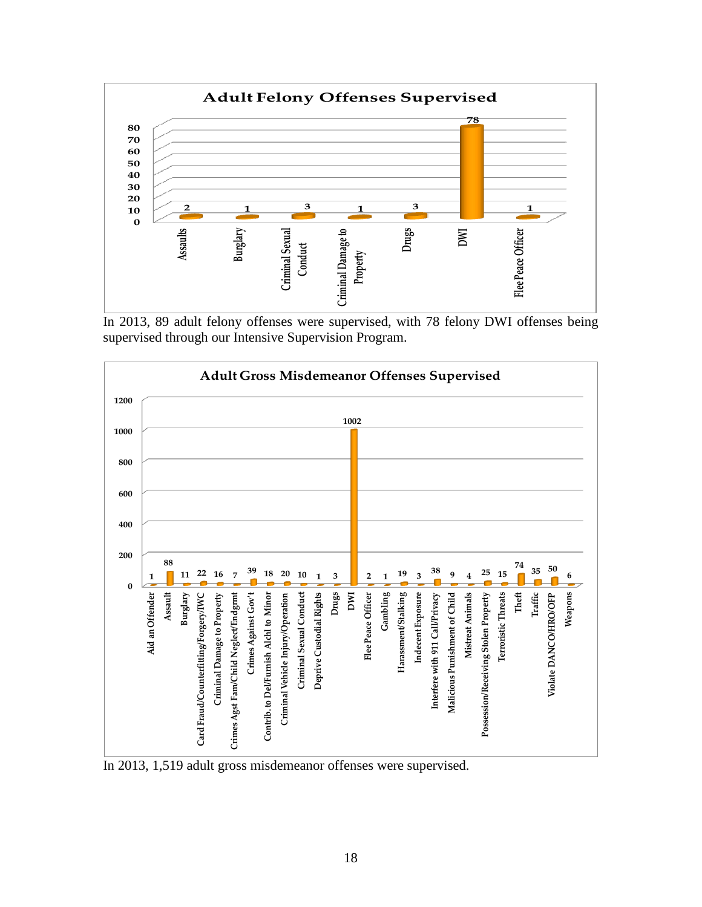## Adult Felony Offenses Supervised

| Offense | Count |
|---|---|
| Assaults | 2 |
| Burglary | 1 |
| Criminal Sexual Conduct | 3 |
| Criminal Damage to Property | 1 |
| Drugs | 3 |
| DWI | 78 |
| Flee Peace Officer | 1 |

In 2013, 89 adult felony offenses were supervised, with 78 felony DWI offenses being supervised through our Intensive Supervision Program.

## Adult Gross Misdemeanor Offenses Supervised

| Offense | Count |
|---|---|
| Aid an Offender | 1 |
| Assault | 88 |
| Burglary | 11 |
| Card Fraud/Counterfitting/Forgery/IWC | 22 |
| Criminal Damage to Property | 16 |
| Crimes Agst Fam/Child Neglect/Endgrmt | 7 |
| Crimes Against Gov't | 39 |
| Contrib. to Del/Furnish Alchl to Minor | 18 |
| Criminal Vehicle Injury/Operation | 20 |
| Criminal Sexual Conduct | 10 |
| Deprive Custodial Rights | 1 |
| Drugs | 3 |
| DWI | 1002 |
| Flee Peace Officer | 2 |
| Gambling | 1 |
| Harassment/Stalking | 19 |
| Indecent Exposure | 3 |
| Interfere with 911 Call/Privacy | 38 |
| Malicious Punishment of Child | 9 |
| Mistreat Animals | 4 |
| Possesion/Receiving Stolen Property | 25 |
| Terroristic Threats | 15 |
| Theft | 74 |
| Traffic | 35 |
| Violate DANCO/HRO/OFP | 50 |
| Weapons | 6 |

In 2013, 1,519 adult gross misdemeanor offenses were supervised.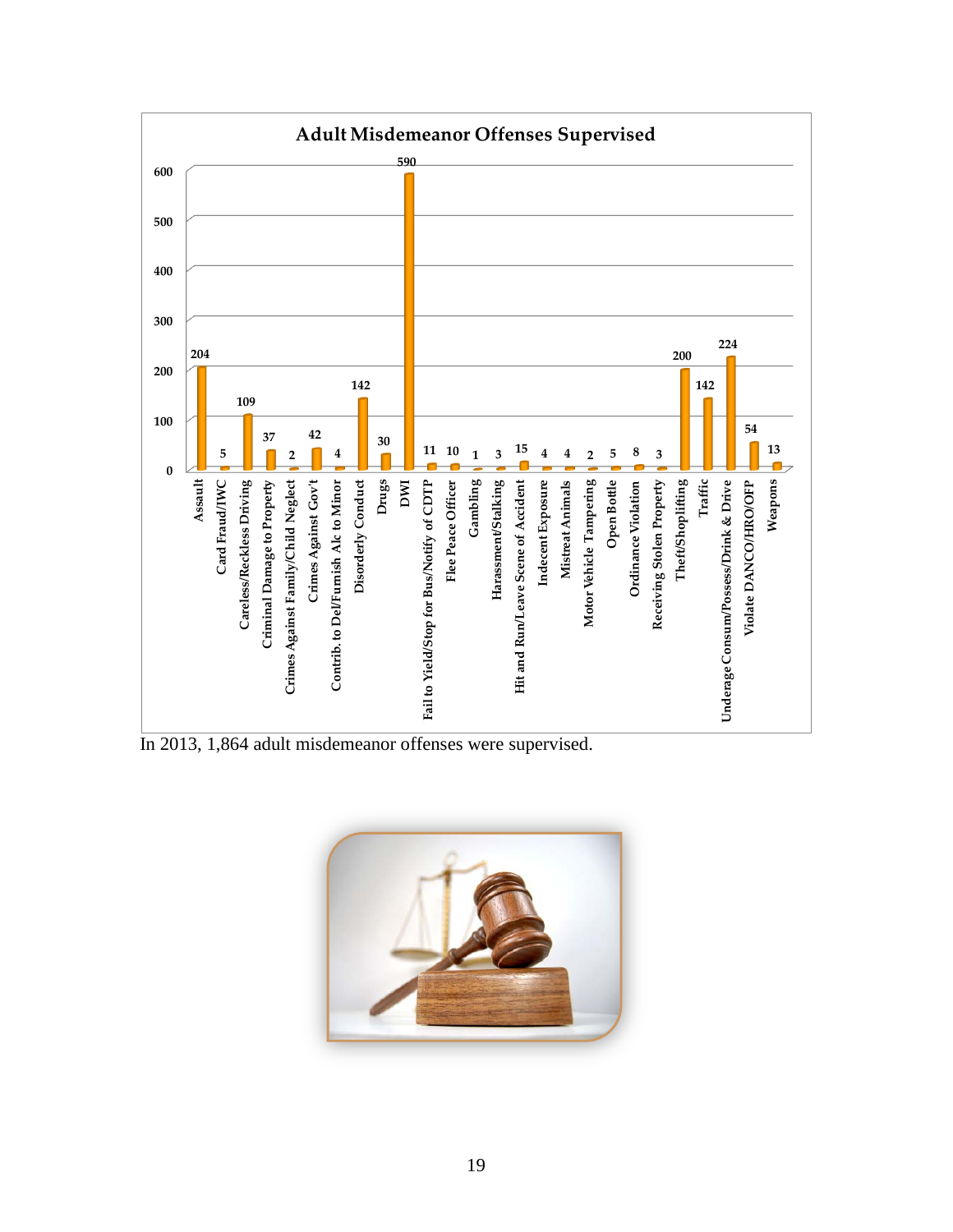## Adult Misdemeanor Offenses Supervised

| Offense | Count |
|---|---|
| Assault | 204 |
| Card Fraud/IWC | 5 |
| Careless/Reckless Driving | 109 |
| Criminal Damage to Property | 37 |
| Crimes Against Family/Child Neglect | 2 |
| Crimes Against Gov't | 42 |
| Contrib. to Del/Furnish Alc to Minor | 4 |
| Disorderly Conduct | 142 |
| Drugs | 30 |
| DWI | 590 |
| Fail to Yield/Stop for Bus/Notify of CDTP | 11 |
| Flee Peace Officer | 10 |
| Gambling | 1 |
| Harassment/Stalking | 3 |
| Hit and Run/Leave Scene of Accident | 15 |
| Indecent Exposure | 4 |
| Mistreat Animals | 4 |
| Motor Vehicle Tampering | 2 |
| Open Bottle | 5 |
| Ordinance Violation | 8 |
| Receiving Stolen Property | 3 |
| Theft/Shoplifting | 200 |
| Traffic | 142 |
| Underage Consum/Possess/Drink & Drive | 224 |
| Violate DANCO/HRO/OFP | 54 |
| Weapons | 13 |

In 2013, 1,864 adult misdemeanor offenses were supervised.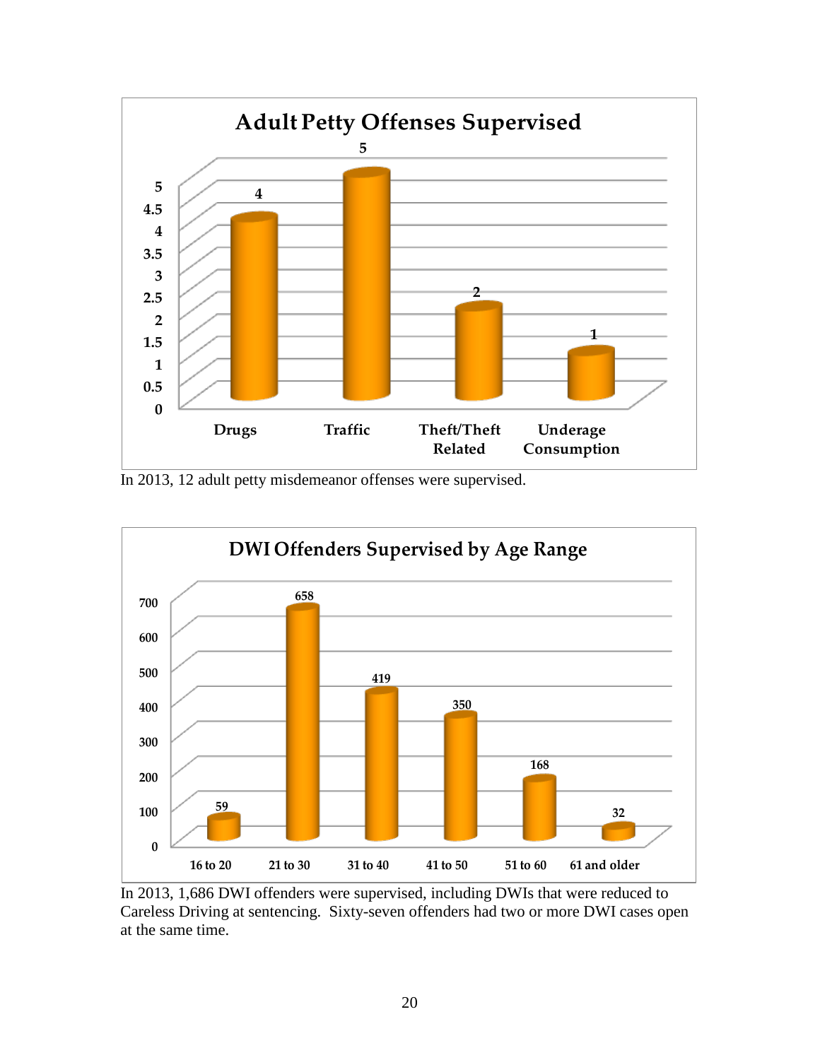**Adult Petty Offenses Supervised**

| Offense | Count |
|---|---|
| Drugs | 4 |
| Traffic | 5 |
| Theft/Theft Related | 2 |
| Underage Consumption | 1 |

In 2013, 12 adult petty misdemeanor offenses were supervised.

**DWI Offenders Supervised by Age Range**

| Age Range | Count |
|---|---|
| 16 to 20 | 59 |
| 21 to 30 | 658 |
| 31 to 40 | 419 |
| 41 to 50 | 350 |
| 51 to 60 | 168 |
| 61 and older | 32 |

In 2013, 1,686 DWI offenders were supervised, including DWIs that were reduced to Careless Driving at sentencing. Sixty-seven offenders had two or more DWI cases open at the same time.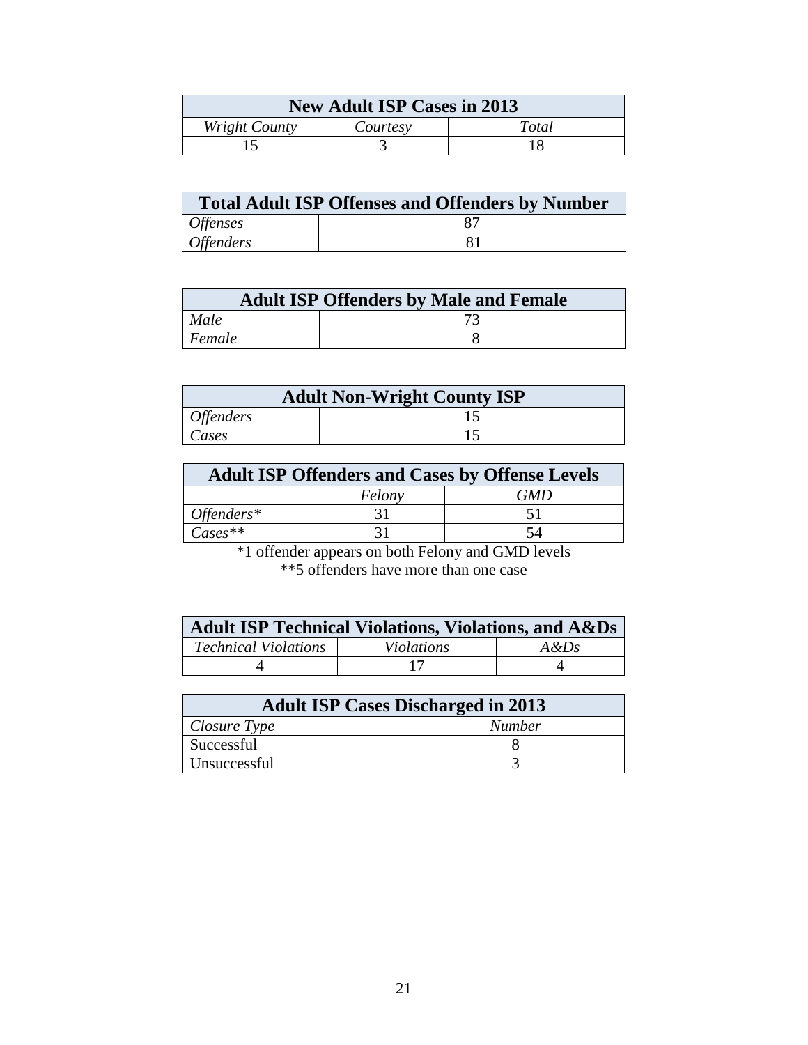| New Adult ISP Cases in 2013 | | |
|---|---|---|
| *Wright County* | *Courtesy* | *Total* |
| 15 | 3 | 18 |

| Total Adult ISP Offenses and Offenders by Number | |
|---|---|
| *Offenses* | 87 |
| *Offenders* | 81 |

| Adult ISP Offenders by Male and Female | |
|---|---|
| *Male* | 73 |
| *Female* | 8 |

| Adult Non-Wright County ISP | |
|---|---|
| *Offenders* | 15 |
| *Cases* | 15 |

| Adult ISP Offenders and Cases by Offense Levels | | |
|---|---|---|
| | *Felony* | *GMD* |
| *Offenders\** | 31 | 51 |
| *Cases\*\** | 31 | 54 |

*1 offender appears on both Felony and GMD levels

**5 offenders have more than one case

| Adult ISP Technical Violations, Violations, and A&Ds | | |
|---|---|---|
| *Technical Violations* | *Violations* | *A&Ds* |
| 4 | 17 | 4 |

| Adult ISP Cases Discharged in 2013 | |
|---|---|
| *Closure Type* | *Number* |
| Successful | 8 |
| Unsuccessful | 3 |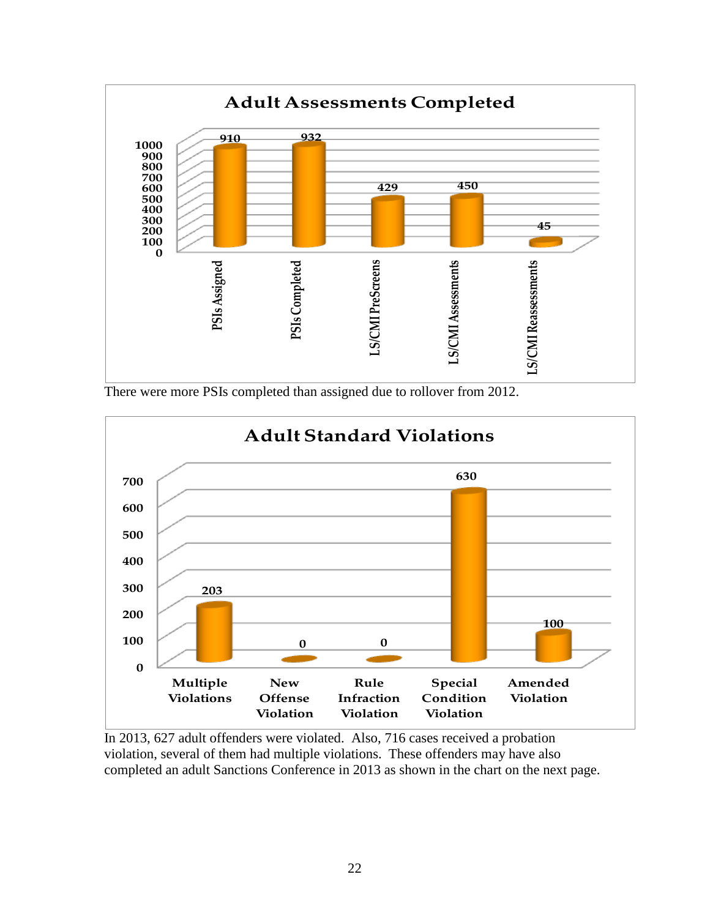**Adult Assessments Completed**

| Category | Count |
|---|---|
| PSIs Assigned | 910 |
| PSIs Completed | 932 |
| LS/CMI PreScreens | 429 |
| LS/CMI Assessments | 450 |
| LS/CMI Reassessments | 45 |

There were more PSIs completed than assigned due to rollover from 2012.

**Adult Standard Violations**

| Category | Count |
|---|---|
| Multiple Violations | 203 |
| New Offense Violation | 0 |
| Rule Infraction Violation | 0 |
| Special Condition Violation | 630 |
| Amended Violation | 100 |

In 2013, 627 adult offenders were violated. Also, 716 cases received a probation violation, several of them had multiple violations. These offenders may have also completed an adult Sanctions Conference in 2013 as shown in the chart on the next page.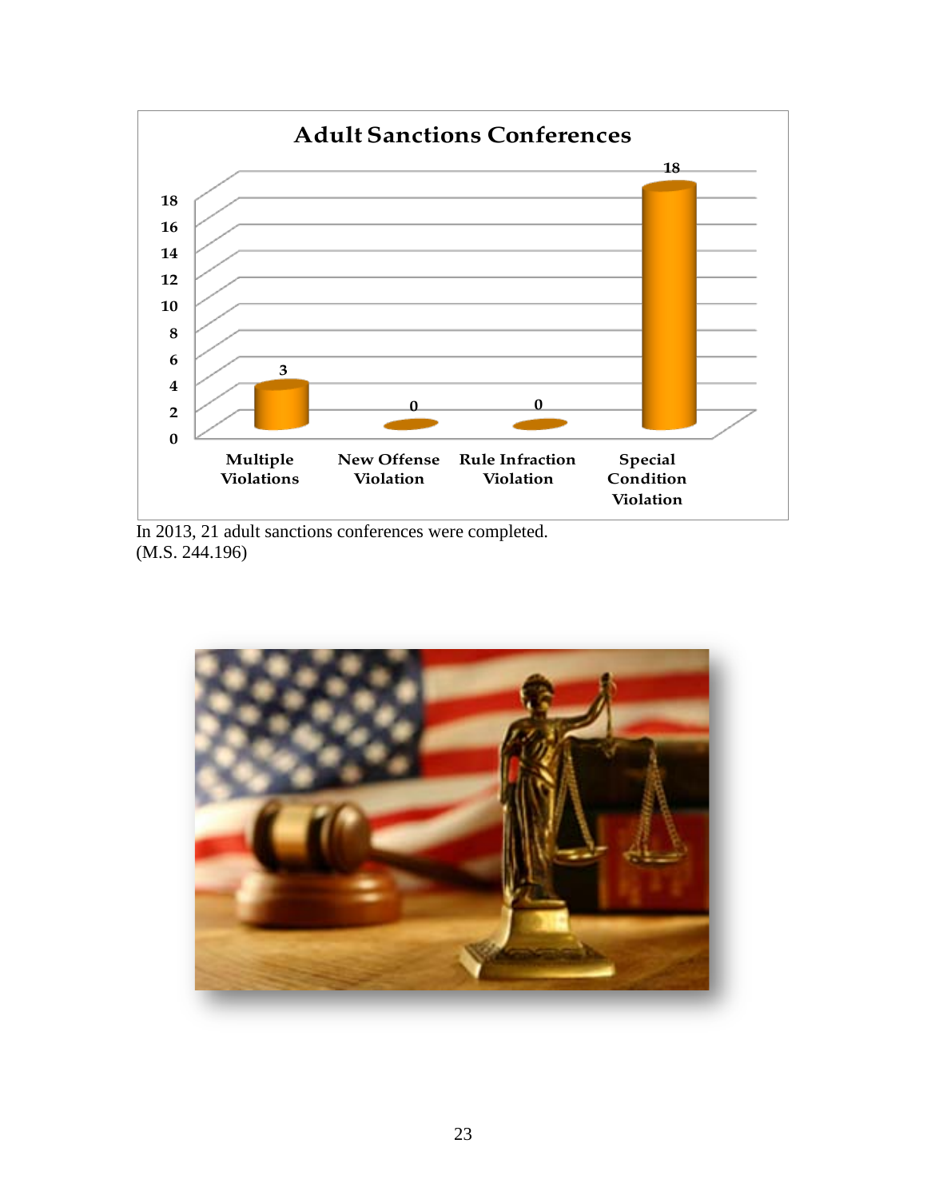## Adult Sanctions Conferences

| Category | Count |
|---|---|
| Multiple Violations | 3 |
| New Offense Violation | 0 |
| Rule Infraction Violation | 0 |
| Special Condition Violation | 18 |

In 2013, 21 adult sanctions conferences were completed.
(M.S. 244.196)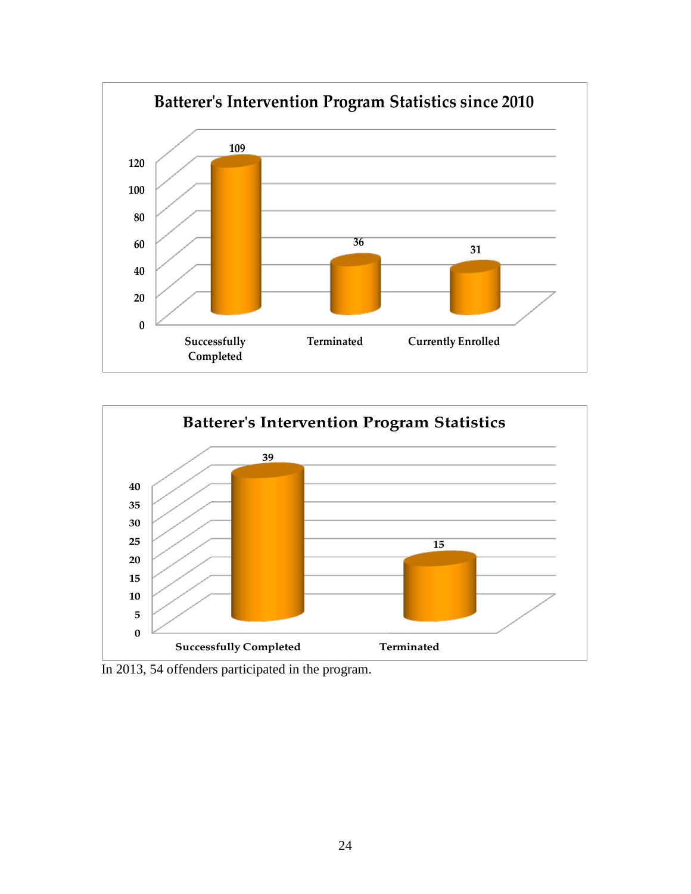**Batterer's Intervention Program Statistics since 2010**

| Category | Count |
|---|---|
| Successfully Completed | 109 |
| Terminated | 36 |
| Currently Enrolled | 31 |

**Batterer's Intervention Program Statistics**

| Category | Count |
|---|---|
| Successfully Completed | 39 |
| Terminated | 15 |

In 2013, 54 offenders participated in the program.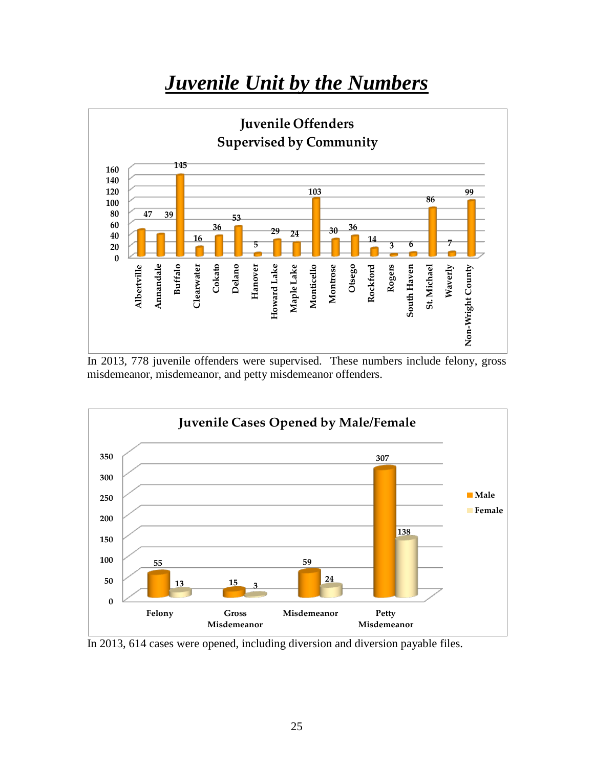# *Juvenile Unit by the Numbers*

**Juvenile Offenders Supervised by Community**

| Community | Number |
|---|---|
| Albertville | 47 |
| Annandale | 39 |
| Buffalo | 145 |
| Clearwater | 16 |
| Cokato | 36 |
| Delano | 53 |
| Hanover | 5 |
| Howard Lake | 29 |
| Maple Lake | 24 |
| Monticello | 103 |
| Montrose | 30 |
| Otsego | 36 |
| Rockford | 14 |
| Rogers | 3 |
| South Haven | 6 |
| St. Michael | 86 |
| Waverly | 7 |
| Non-Wright County | 99 |

In 2013, 778 juvenile offenders were supervised. These numbers include felony, gross misdemeanor, misdemeanor, and petty misdemeanor offenders.

**Juvenile Cases Opened by Male/Female**

| | Male | Female |
|---|---|---|
| Felony | 55 | 13 |
| Gross Misdemeanor | 15 | 3 |
| Misdemeanor | 59 | 24 |
| Petty Misdemeanor | 307 | 138 |

In 2013, 614 cases were opened, including diversion and diversion payable files.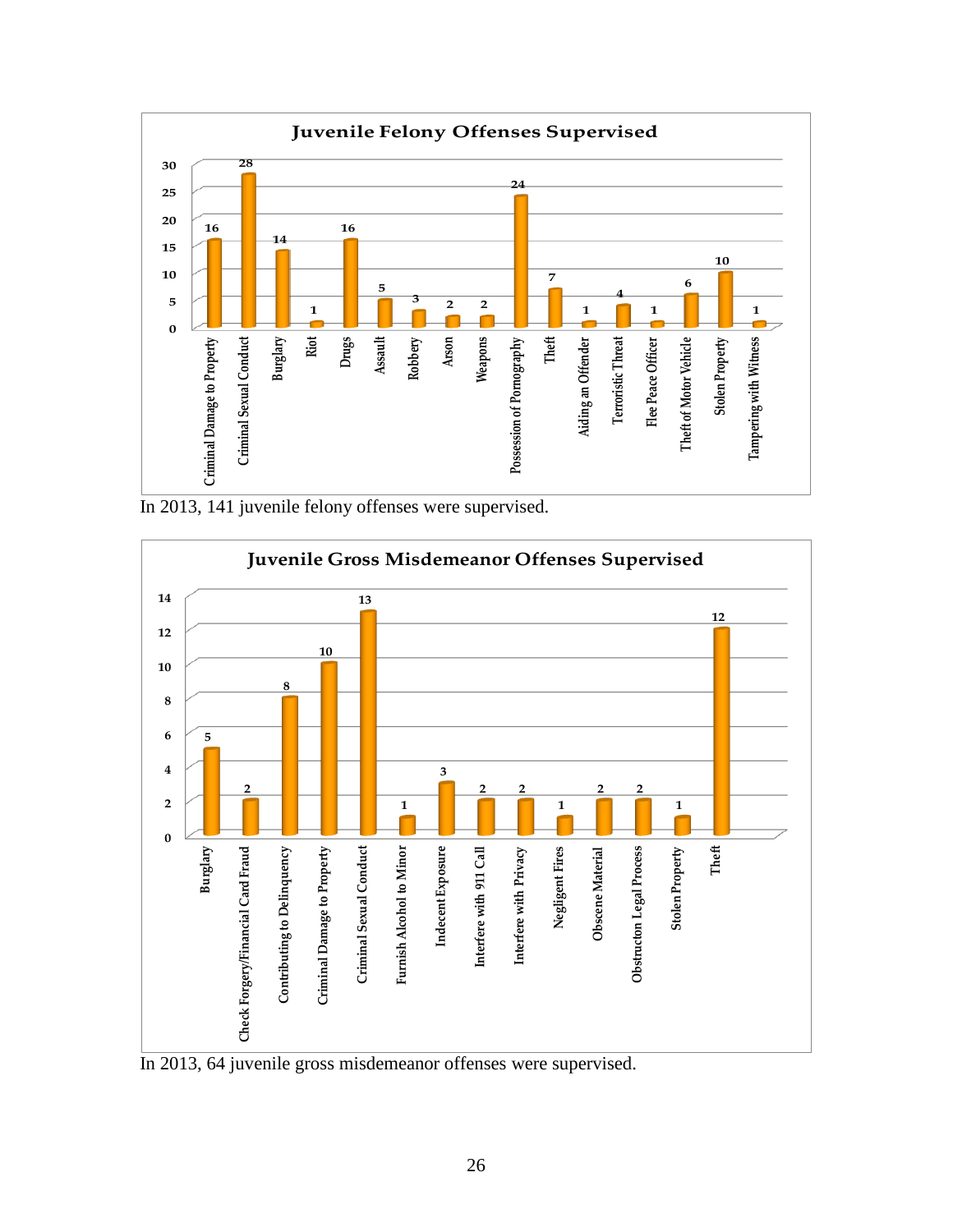**Juvenile Felony Offenses Supervised**

| Offense | Count |
|---|---|
| Criminal Damage to Property | 16 |
| Criminal Sexual Conduct | 28 |
| Burglary | 14 |
| Riot | 1 |
| Drugs | 16 |
| Assault | 5 |
| Robbery | 3 |
| Arson | 2 |
| Weapons | 2 |
| Possession of Pornography | 24 |
| Theft | 7 |
| Aiding an Offender | 1 |
| Terroristic Threat | 4 |
| Flee Peace Officer | 1 |
| Theft of Motor Vehicle | 6 |
| Stolen Property | 10 |
| Tampering with Witness | 1 |

In 2013, 141 juvenile felony offenses were supervised.

**Juvenile Gross Misdemeanor Offenses Supervised**

| Offense | Count |
|---|---|
| Burglary | 5 |
| Check Forgery/Financial Card Fraud | 2 |
| Contributing to Delinquency | 8 |
| Criminal Damage to Property | 10 |
| Criminal Sexual Conduct | 13 |
| Furnish Alcohol to Minor | 1 |
| Indecent Exposure | 3 |
| Interfere with 911 Call | 2 |
| Interfere with Privacy | 2 |
| Negligent Fires | 1 |
| Obscene Material | 2 |
| Obstructon Legal Process | 2 |
| Stolen Property | 1 |
| Theft | 12 |

In 2013, 64 juvenile gross misdemeanor offenses were supervised.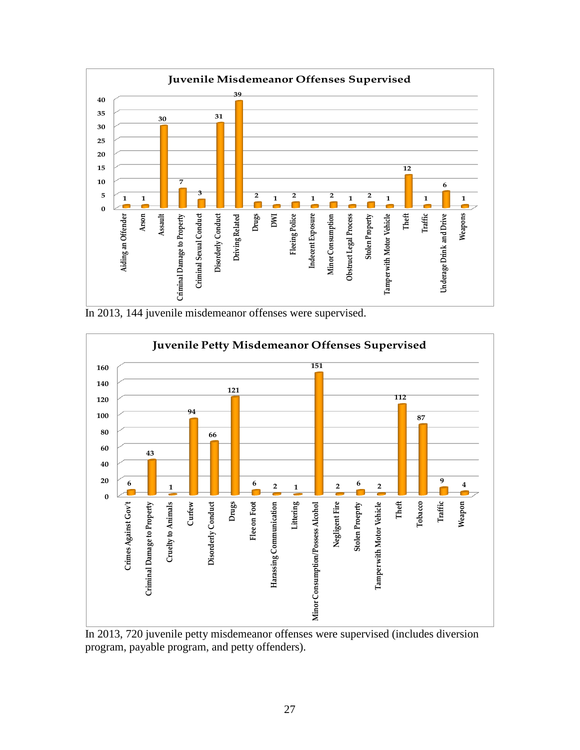**Juvenile Misdemeanor Offenses Supervised**

| Offense | Count |
|---|---|
| Aiding an Offender | 1 |
| Arson | 1 |
| Assault | 30 |
| Criminal Damage to Property | 7 |
| Criminal Sexual Conduct | 3 |
| Disorderly Conduct | 31 |
| Driving Related | 39 |
| Drugs | 2 |
| DWI | 1 |
| Fleeing Police | 2 |
| Indecent Exposure | 1 |
| Minor Consumption | 2 |
| Obstruct Legal Process | 1 |
| Stolen Property | 2 |
| Tamper with Motor Vehicle | 1 |
| Theft | 12 |
| Traffic | 1 |
| Underage Drink and Drive | 6 |
| Weapons | 1 |

In 2013, 144 juvenile misdemeanor offenses were supervised.

**Juvenile Petty Misdemeanor Offenses Supervised**

| Offense | Count |
|---|---|
| Crimes Against Gov't | 6 |
| Criminal Damage to Property | 43 |
| Cruelty to Animals | 1 |
| Curfew | 94 |
| Disorderly Conduct | 66 |
| Drugs | 121 |
| Flee on Foot | 6 |
| Harassing Communication | 2 |
| Littering | 1 |
| Minor Consumption/Possess Alcohol | 151 |
| Negligent Fire | 2 |
| Stolen Proeprty | 6 |
| Tamper with Motor Vehicle | 2 |
| Theft | 112 |
| Tobacco | 87 |
| Traffic | 9 |
| Weapon | 4 |

In 2013, 720 juvenile petty misdemeanor offenses were supervised (includes diversion program, payable program, and petty offenders).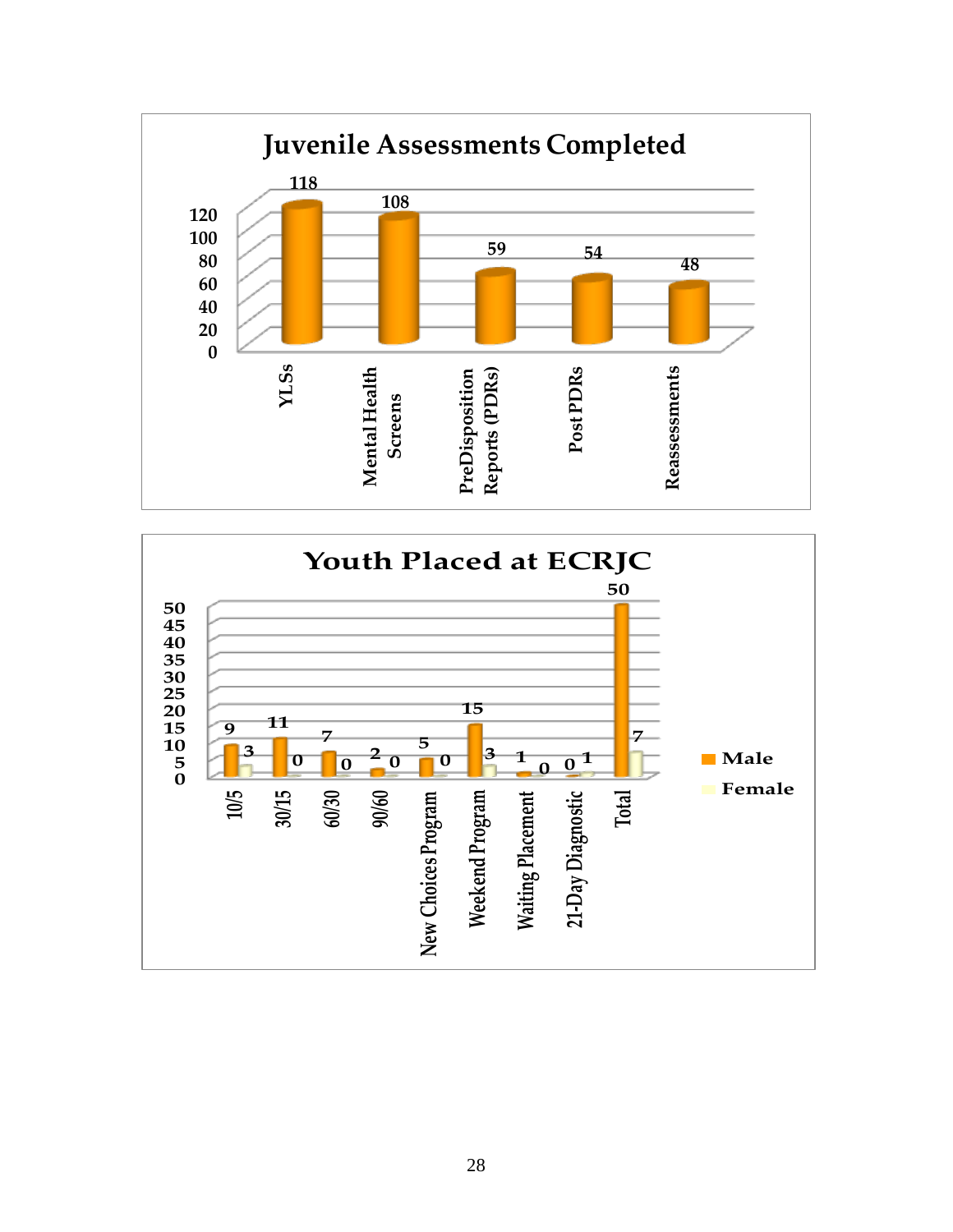## Juvenile Assessments Completed

| Assessment | Count |
|---|---|
| YLSs | 118 |
| Mental Health Screens | 108 |
| PreDisposition Reports (PDRs) | 59 |
| Post PDRs | 54 |
| Reassessments | 48 |

## Youth Placed at ECRJC

| Placement | Male | Female |
|---|---|---|
| 10/5 | 9 | 3 |
| 30/15 | 11 | 0 |
| 60/30 | 7 | 0 |
| 90/60 | 2 | 0 |
| New Choices Program | 5 | 0 |
| Weekend Program | 15 | 3 |
| Waiting Placement | 1 | 0 |
| 21-Day Diagnostic | 0 | 1 |
| Total | 50 | 7 |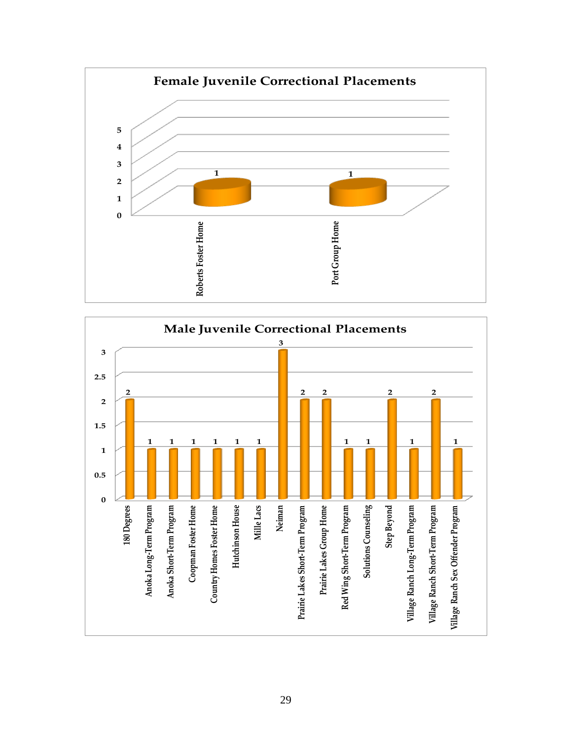**Female Juvenile Correctional Placements**

| Placement | Count |
|---|---|
| Roberts Foster Home | 1 |
| Port Group Home | 1 |

**Male Juvenile Correctional Placements**

| Placement | Count |
|---|---|
| 180 Degrees | 2 |
| Anoka Long-Term Program | 1 |
| Anoka Short-Term Program | 1 |
| Coopman Foster Home | 1 |
| Country Homes Foster Home | 1 |
| Hutchinson House | 1 |
| Mille Lacs | 1 |
| Neiman | 3 |
| Prairie Lakes Short-Term Program | 2 |
| Prairie Lakes Group Home | 2 |
| Red Wing Short-Term Program | 1 |
| Solutions Counseling | 1 |
| Step Beyond | 2 |
| Village Ranch Long-Term Program | 1 |
| Village Ranch Short-Term Program | 2 |
| Village Ranch Sex Offender Program | 1 |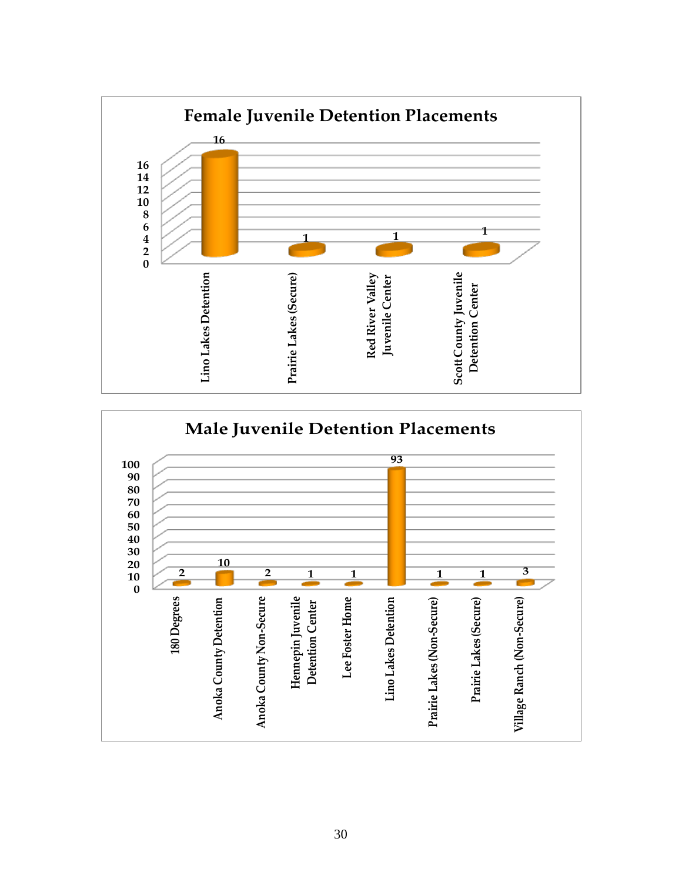## Female Juvenile Detention Placements

| Placement | Count |
|---|---|
| Lino Lakes Detention | 16 |
| Prairie Lakes (Secure) | 1 |
| Red River Valley Juvenile Center | 1 |
| Scott County Juvenile Detention Center | 1 |

## Male Juvenile Detention Placements

| Placement | Count |
|---|---|
| 180 Degrees | 2 |
| Anoka County Detention | 10 |
| Anoka County Non-Secure | 2 |
| Hennepin Juvenile Detention Center | 1 |
| Lee Foster Home | 1 |
| Lino Lakes Detention | 93 |
| Prairie Lakes (Non-Secure) | 1 |
| Prairie Lakes (Secure) | 1 |
| Village Ranch (Non-Secure) | 3 |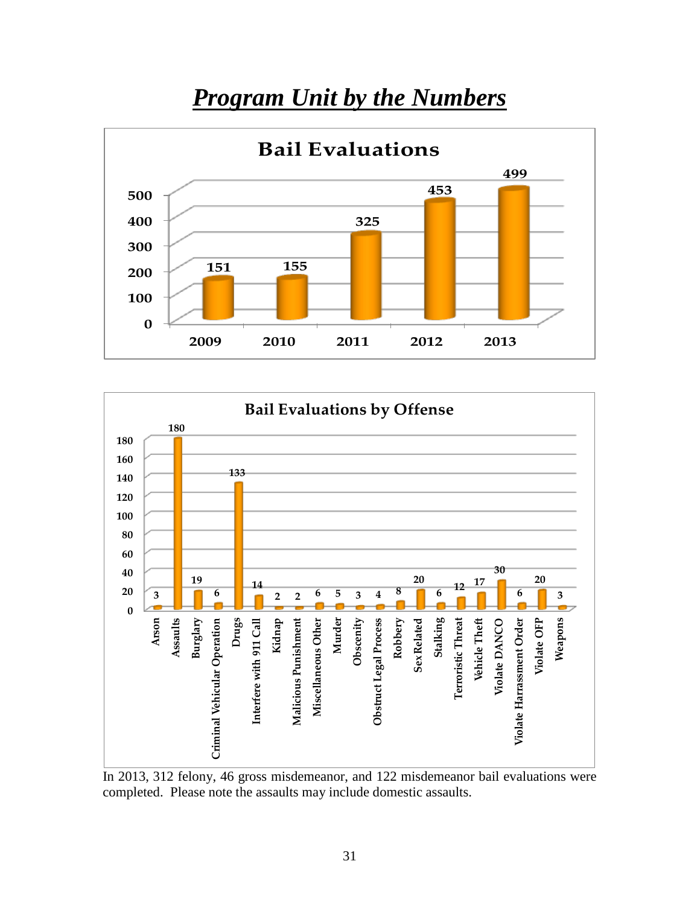# ***Program Unit by the Numbers***

**Bail Evaluations**

| Year | Bail Evaluations |
|---|---|
| 2009 | 151 |
| 2010 | 155 |
| 2011 | 325 |
| 2012 | 453 |
| 2013 | 499 |

**Bail Evaluations by Offense**

| Offense | Count |
|---|---|
| Arson | 3 |
| Assaults | 180 |
| Burglary | 19 |
| Criminal Vehicular Operation | 6 |
| Drugs | 133 |
| Interfere with 911 Call | 14 |
| Kidnap | 2 |
| Malicious Punishment | 2 |
| Miscellaneous Other | 6 |
| Murder | 5 |
| Obscenity | 3 |
| Obstruct Legal Process | 4 |
| Robbery | 8 |
| Sex Related | 20 |
| Stalking | 6 |
| Terroristic Threat | 12 |
| Vehicle Theft | 17 |
| Violate DANCO | 30 |
| Violate Harrassment Order | 6 |
| Violate OFP | 20 |
| Weapons | 3 |

In 2013, 312 felony, 46 gross misdemeanor, and 122 misdemeanor bail evaluations were completed. Please note the assaults may include domestic assaults.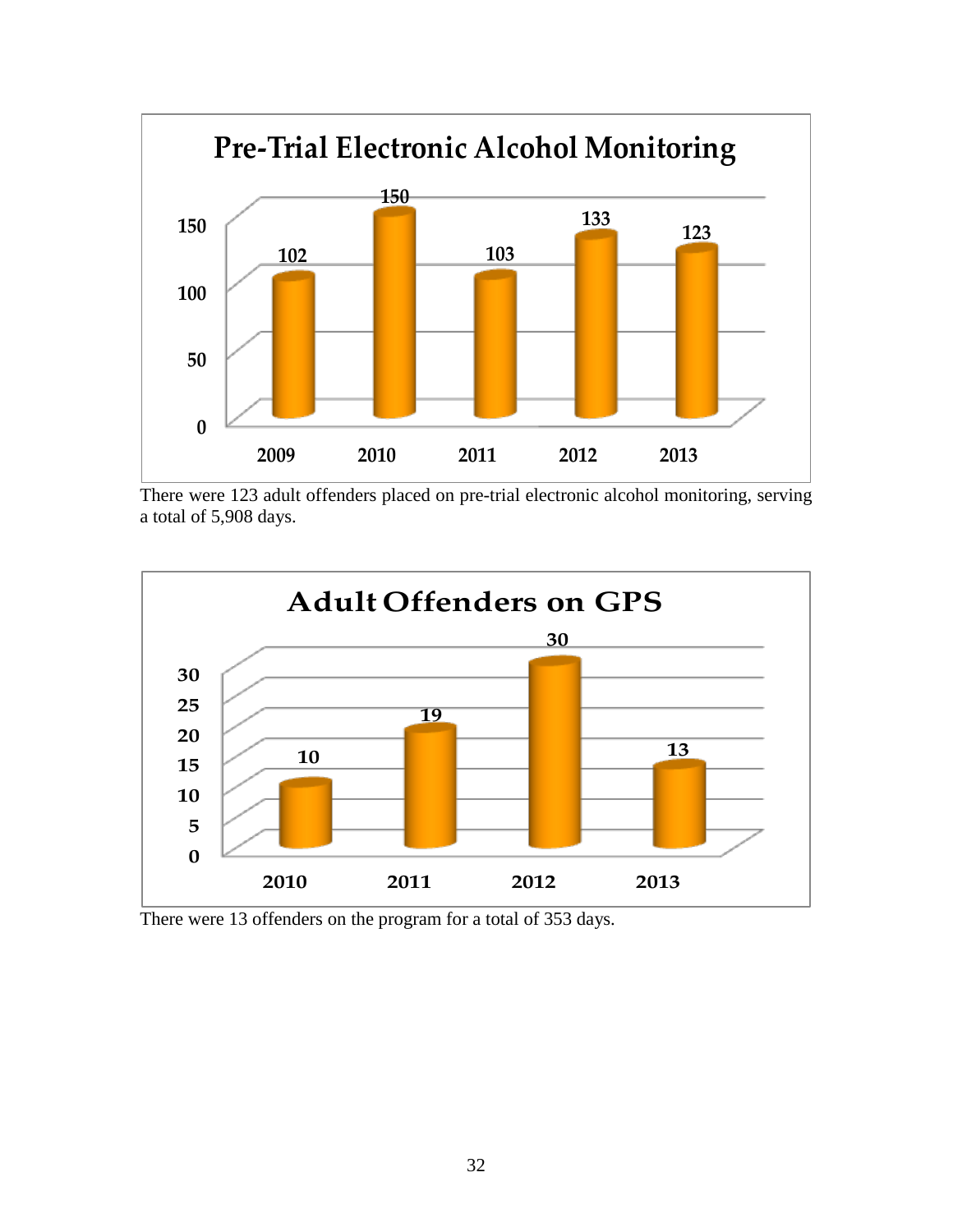**Pre-Trial Electronic Alcohol Monitoring**

| Year | Count |
|---|---|
| 2009 | 102 |
| 2010 | 150 |
| 2011 | 103 |
| 2012 | 133 |
| 2013 | 123 |

There were 123 adult offenders placed on pre-trial electronic alcohol monitoring, serving a total of 5,908 days.

**Adult Offenders on GPS**

| Year | Count |
|---|---|
| 2010 | 10 |
| 2011 | 19 |
| 2012 | 30 |
| 2013 | 13 |

There were 13 offenders on the program for a total of 353 days.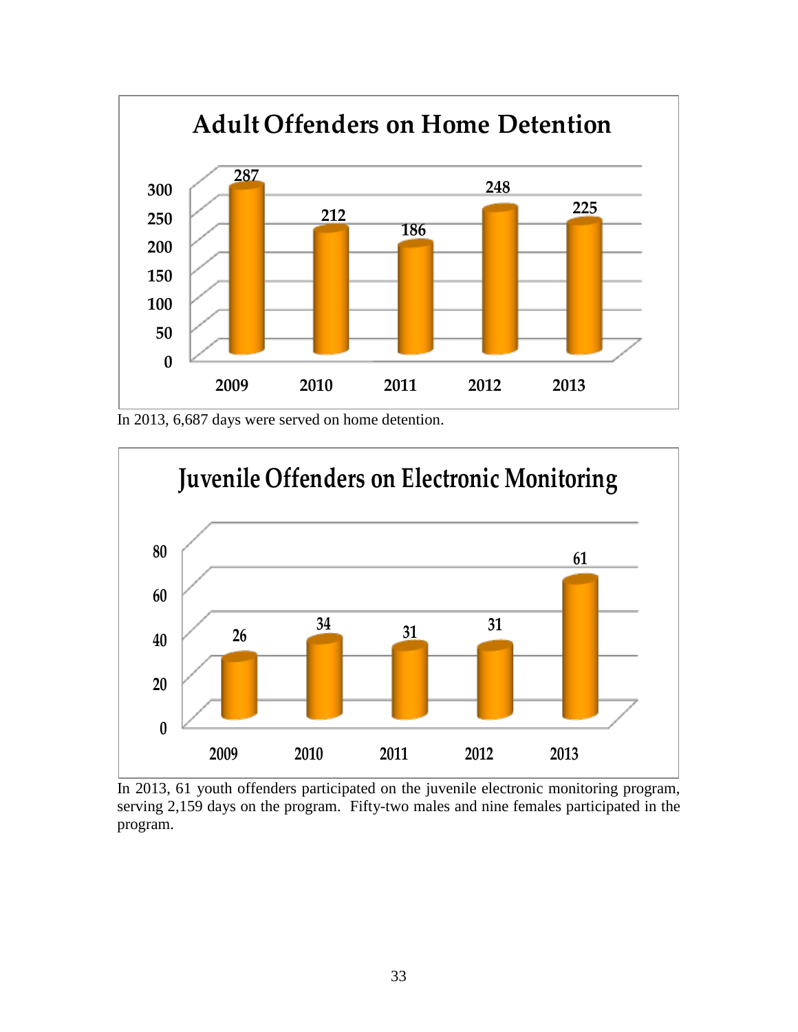## Adult Offenders on Home Detention

| Year | Offenders |
|---|---|
| 2009 | 287 |
| 2010 | 212 |
| 2011 | 186 |
| 2012 | 248 |
| 2013 | 225 |

In 2013, 6,687 days were served on home detention.

## Juvenile Offenders on Electronic Monitoring

| Year | Offenders |
|---|---|
| 2009 | 26 |
| 2010 | 34 |
| 2011 | 31 |
| 2012 | 31 |
| 2013 | 61 |

In 2013, 61 youth offenders participated on the juvenile electronic monitoring program, serving 2,159 days on the program. Fifty-two males and nine females participated in the program.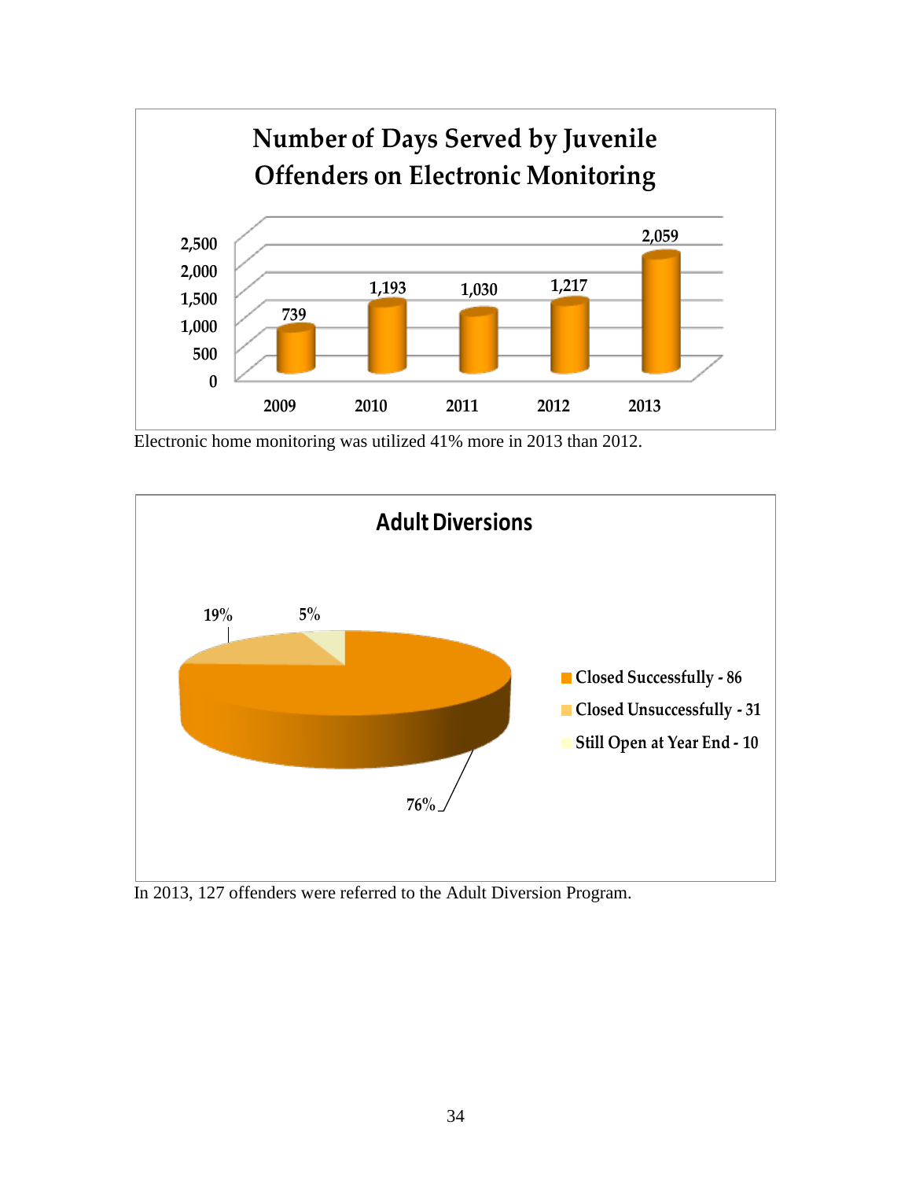**Number of Days Served by Juvenile Offenders on Electronic Monitoring**

| Year | Days |
|---|---|
| 2009 | 739 |
| 2010 | 1,193 |
| 2011 | 1,030 |
| 2012 | 1,217 |
| 2013 | 2,059 |

Electronic home monitoring was utilized 41% more in 2013 than 2012.

**Adult Diversions**

| Category | Count | Percent |
|---|---|---|
| Closed Successfully | 86 | 76% |
| Closed Unsuccessfully | 31 | 19% |
| Still Open at Year End | 10 | 5% |

In 2013, 127 offenders were referred to the Adult Diversion Program.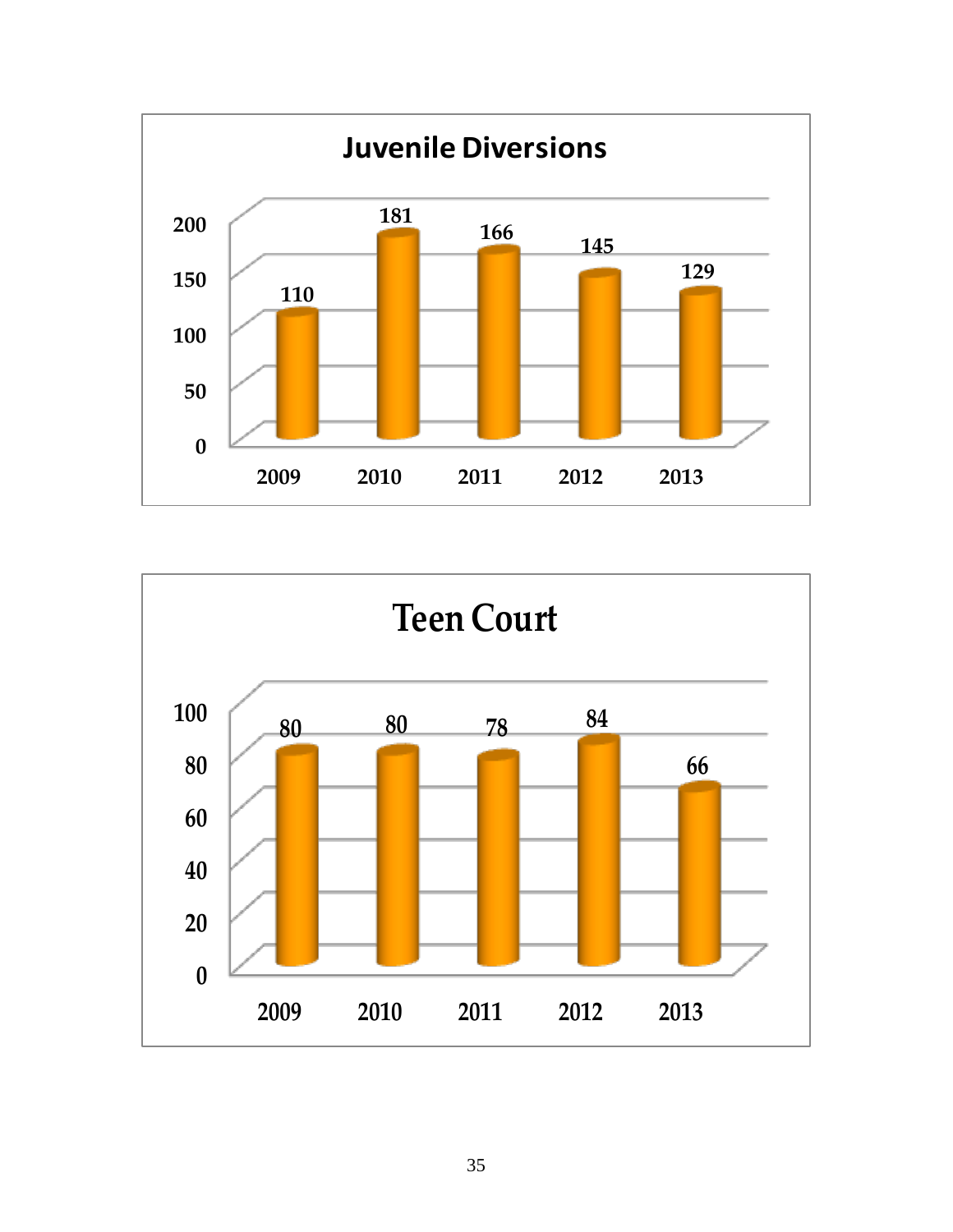## Juvenile Diversions

| Year | Juvenile Diversions |
|---|---|
| 2009 | 110 |
| 2010 | 181 |
| 2011 | 166 |
| 2012 | 145 |
| 2013 | 129 |

## Teen Court

| Year | Teen Court |
|---|---|
| 2009 | 80 |
| 2010 | 80 |
| 2011 | 78 |
| 2012 | 84 |
| 2013 | 66 |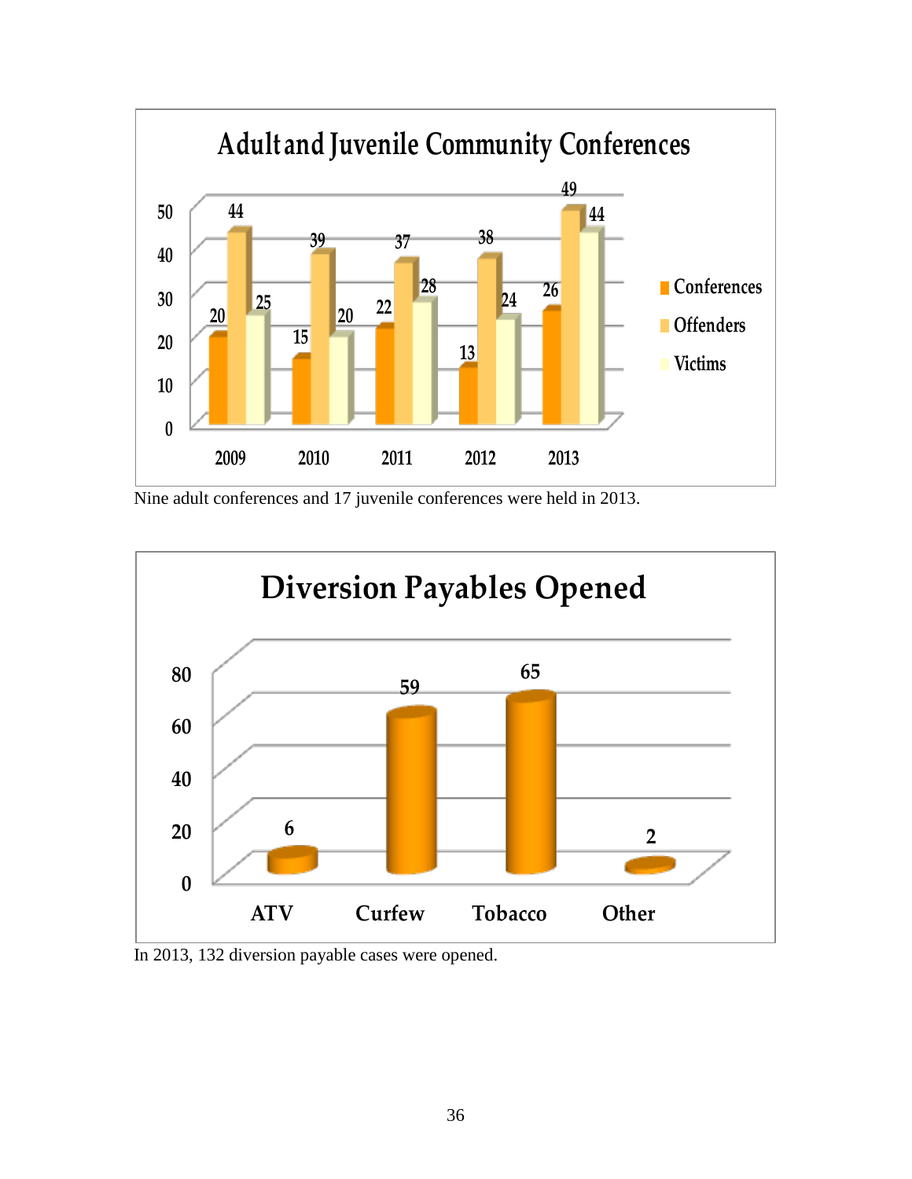## Adult and Juvenile Community Conferences

| Year | Conferences | Offenders | Victims |
|---|---|---|---|
| 2009 | 20 | 44 | 25 |
| 2010 | 15 | 39 | 20 |
| 2011 | 22 | 37 | 28 |
| 2012 | 13 | 38 | 24 |
| 2013 | 26 | 49 | 44 |

Nine adult conferences and 17 juvenile conferences were held in 2013.

## Diversion Payables Opened

| Category | Count |
|---|---|
| ATV | 6 |
| Curfew | 59 |
| Tobacco | 65 |
| Other | 2 |

In 2013, 132 diversion payable cases were opened.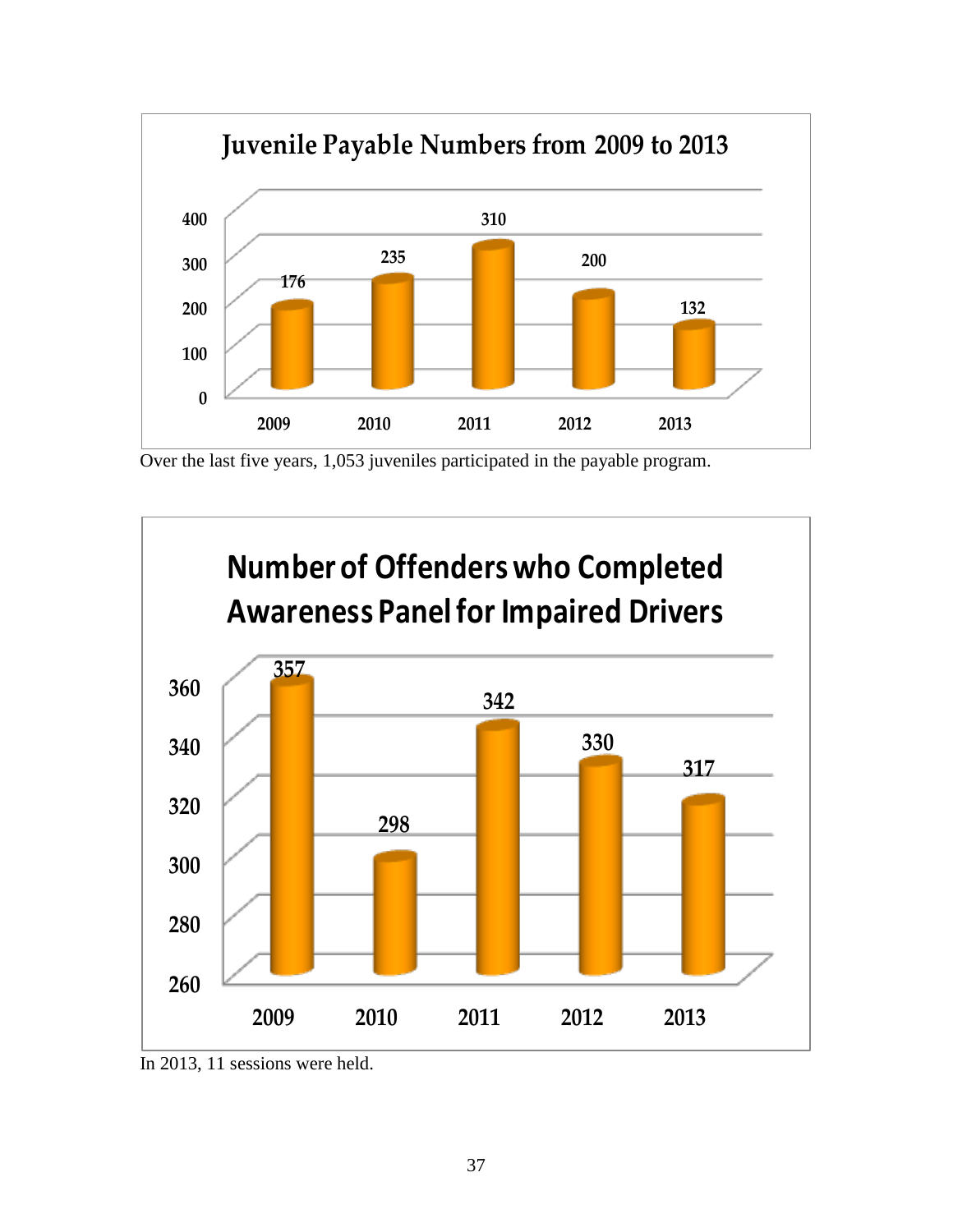**Juvenile Payable Numbers from 2009 to 2013**

| Year | Number |
|---|---|
| 2009 | 176 |
| 2010 | 235 |
| 2011 | 310 |
| 2012 | 200 |
| 2013 | 132 |

Over the last five years, 1,053 juveniles participated in the payable program.

**Number of Offenders who Completed Awareness Panel for Impaired Drivers**

| Year | Number |
|---|---|
| 2009 | 357 |
| 2010 | 298 |
| 2011 | 342 |
| 2012 | 330 |
| 2013 | 317 |

In 2013, 11 sessions were held.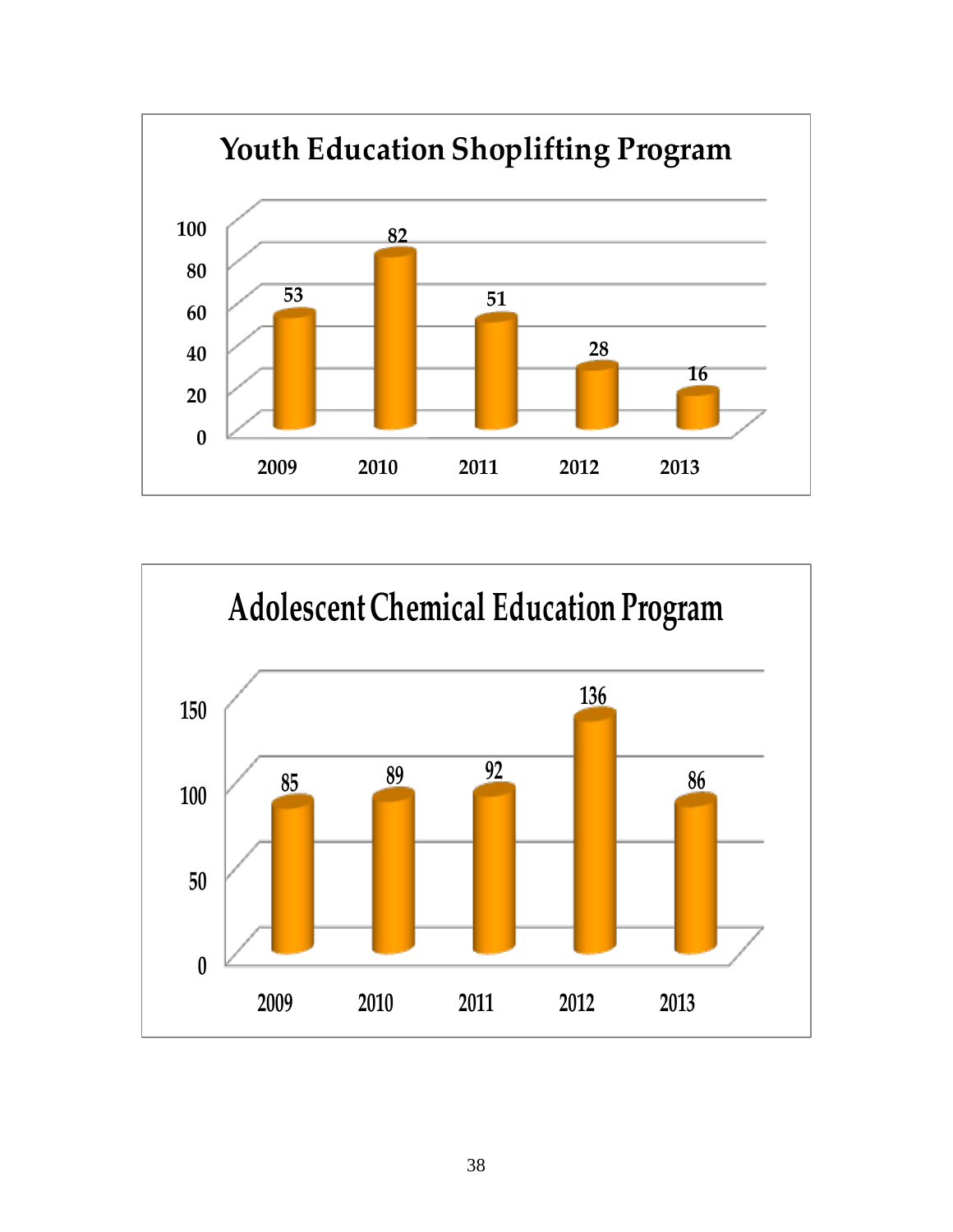## Youth Education Shoplifting Program

| Year | Value |
|---|---|
| 2009 | 53 |
| 2010 | 82 |
| 2011 | 51 |
| 2012 | 28 |
| 2013 | 16 |

## Adolescent Chemical Education Program

| Year | Value |
|---|---|
| 2009 | 85 |
| 2010 | 89 |
| 2011 | 92 |
| 2012 | 136 |
| 2013 | 86 |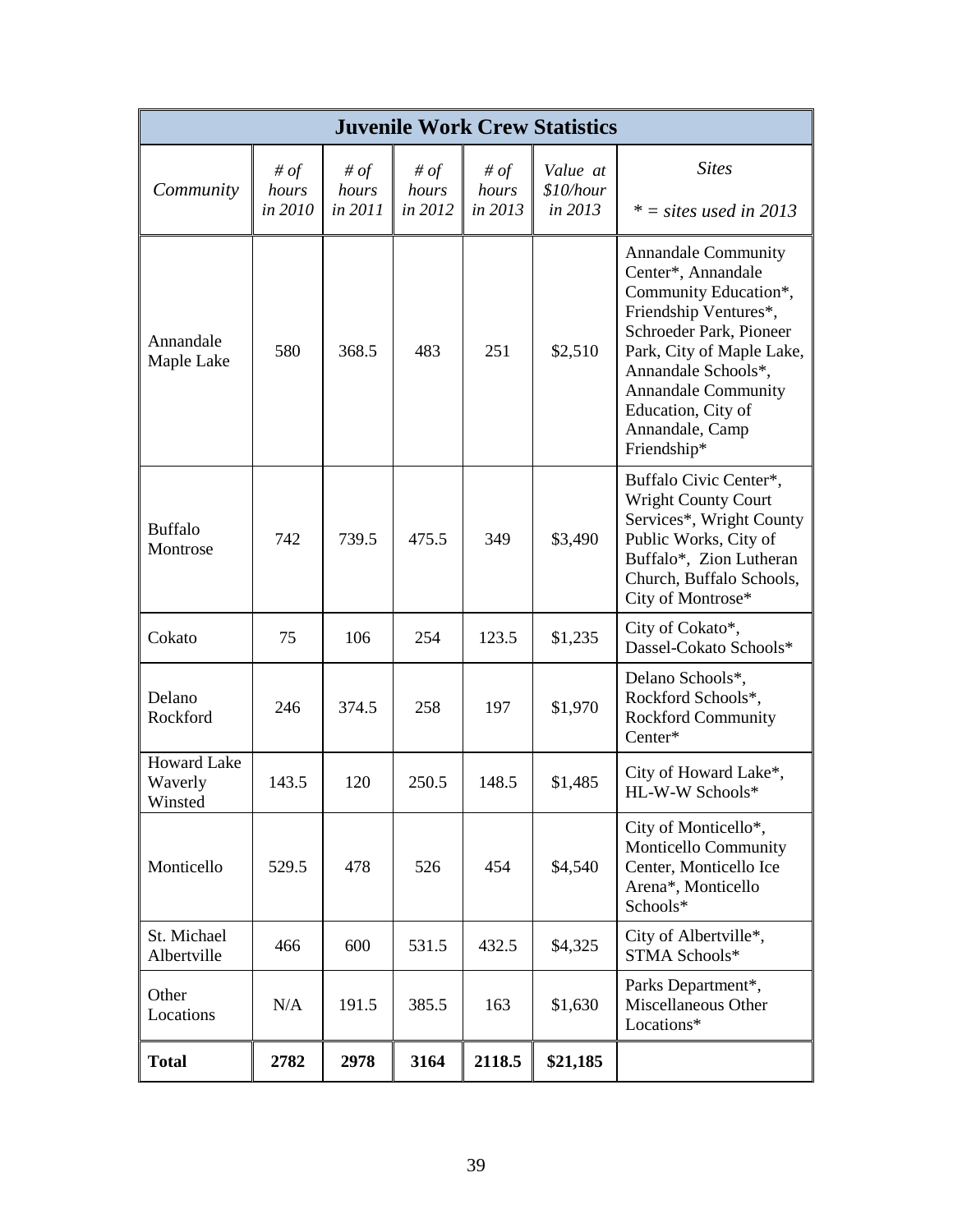| Juvenile Work Crew Statistics | | | | | | |
|---|---|---|---|---|---|---|
| *Community* | *# of hours in 2010* | *# of hours in 2011* | *# of hours in 2012* | *# of hours in 2013* | *Value at $10/hour in 2013* | *Sites* <br> *\* = sites used in 2013* |
| Annandale Maple Lake | 580 | 368.5 | 483 | 251 | $2,510 | Annandale Community Center*, Annandale Community Education*, Friendship Ventures*, Schroeder Park, Pioneer Park, City of Maple Lake, Annandale Schools*, Annandale Community Education, City of Annandale, Camp Friendship* |
| Buffalo Montrose | 742 | 739.5 | 475.5 | 349 | $3,490 | Buffalo Civic Center*, Wright County Court Services*, Wright County Public Works, City of Buffalo*, Zion Lutheran Church, Buffalo Schools, City of Montrose* |
| Cokato | 75 | 106 | 254 | 123.5 | $1,235 | City of Cokato*, Dassel-Cokato Schools* |
| Delano Rockford | 246 | 374.5 | 258 | 197 | $1,970 | Delano Schools*, Rockford Schools*, Rockford Community Center* |
| Howard Lake Waverly Winsted | 143.5 | 120 | 250.5 | 148.5 | $1,485 | City of Howard Lake*, HL-W-W Schools* |
| Monticello | 529.5 | 478 | 526 | 454 | $4,540 | City of Monticello*, Monticello Community Center, Monticello Ice Arena*, Monticello Schools* |
| St. Michael Albertville | 466 | 600 | 531.5 | 432.5 | $4,325 | City of Albertville*, STMA Schools* |
| Other Locations | N/A | 191.5 | 385.5 | 163 | $1,630 | Parks Department*, Miscellaneous Other Locations* |
| **Total** | **2782** | **2978** | **3164** | **2118.5** | **$21,185** | |